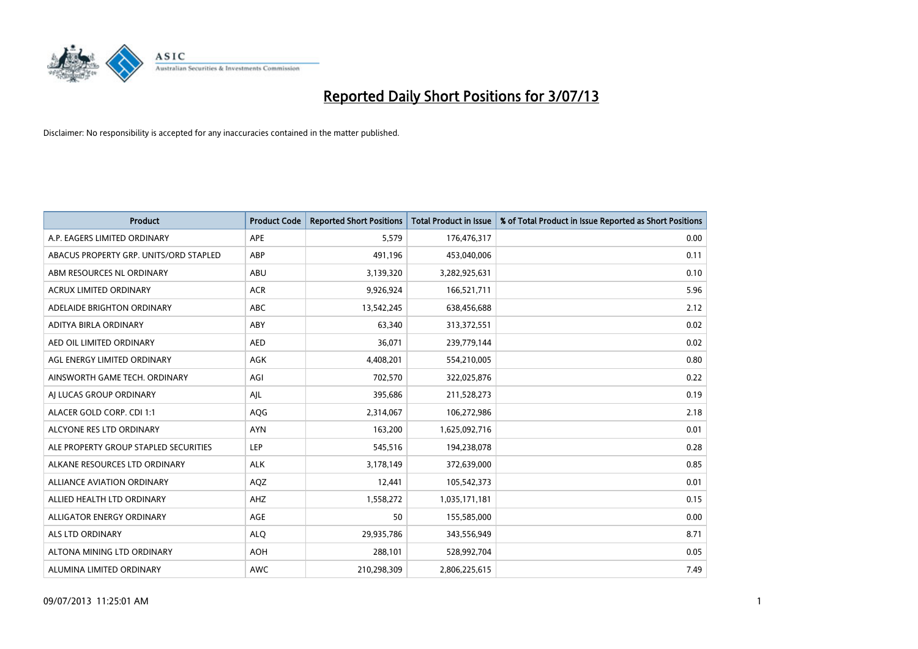# Reported Daily Short Positions for 3/07/13

Disclaimer: No responsibility is accepted for any inaccuracies contained in the matter published.

| Product | Product Code | Reported Short Positions | Total Product in Issue | % of Total Product in Issue Reported as Short Positions |
|---|---|---|---|---|
| A.P. EAGERS LIMITED ORDINARY | APE | 5,579 | 176,476,317 | 0.00 |
| ABACUS PROPERTY GRP. UNITS/ORD STAPLED | ABP | 491,196 | 453,040,006 | 0.11 |
| ABM RESOURCES NL ORDINARY | ABU | 3,139,320 | 3,282,925,631 | 0.10 |
| ACRUX LIMITED ORDINARY | ACR | 9,926,924 | 166,521,711 | 5.96 |
| ADELAIDE BRIGHTON ORDINARY | ABC | 13,542,245 | 638,456,688 | 2.12 |
| ADITYA BIRLA ORDINARY | ABY | 63,340 | 313,372,551 | 0.02 |
| AED OIL LIMITED ORDINARY | AED | 36,071 | 239,779,144 | 0.02 |
| AGL ENERGY LIMITED ORDINARY | AGK | 4,408,201 | 554,210,005 | 0.80 |
| AINSWORTH GAME TECH. ORDINARY | AGI | 702,570 | 322,025,876 | 0.22 |
| AJ LUCAS GROUP ORDINARY | AJL | 395,686 | 211,528,273 | 0.19 |
| ALACER GOLD CORP. CDI 1:1 | AQG | 2,314,067 | 106,272,986 | 2.18 |
| ALCYONE RES LTD ORDINARY | AYN | 163,200 | 1,625,092,716 | 0.01 |
| ALE PROPERTY GROUP STAPLED SECURITIES | LEP | 545,516 | 194,238,078 | 0.28 |
| ALKANE RESOURCES LTD ORDINARY | ALK | 3,178,149 | 372,639,000 | 0.85 |
| ALLIANCE AVIATION ORDINARY | AQZ | 12,441 | 105,542,373 | 0.01 |
| ALLIED HEALTH LTD ORDINARY | AHZ | 1,558,272 | 1,035,171,181 | 0.15 |
| ALLIGATOR ENERGY ORDINARY | AGE | 50 | 155,585,000 | 0.00 |
| ALS LTD ORDINARY | ALQ | 29,935,786 | 343,556,949 | 8.71 |
| ALTONA MINING LTD ORDINARY | AOH | 288,101 | 528,992,704 | 0.05 |
| ALUMINA LIMITED ORDINARY | AWC | 210,298,309 | 2,806,225,615 | 7.49 |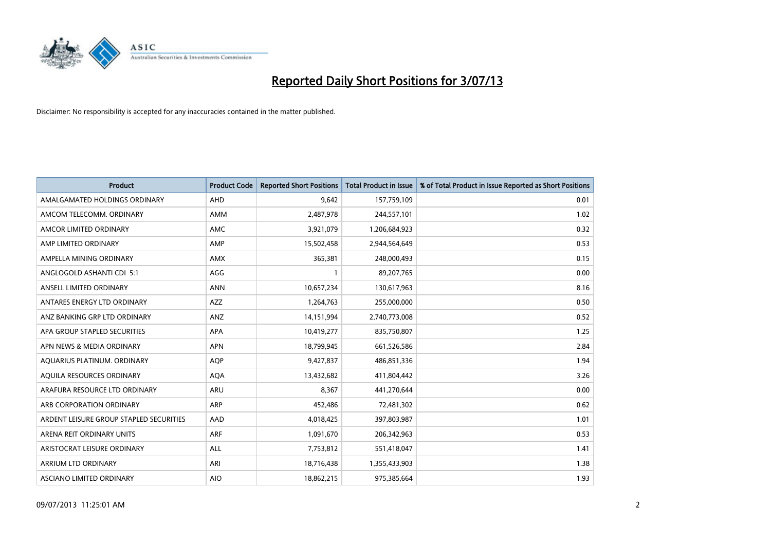# Reported Daily Short Positions for 3/07/13

Disclaimer: No responsibility is accepted for any inaccuracies contained in the matter published.

| Product | Product Code | Reported Short Positions | Total Product in Issue | % of Total Product in Issue Reported as Short Positions |
|---|---|---|---|---|
| AMALGAMATED HOLDINGS ORDINARY | AHD | 9,642 | 157,759,109 | 0.01 |
| AMCOM TELECOMM. ORDINARY | AMM | 2,487,978 | 244,557,101 | 1.02 |
| AMCOR LIMITED ORDINARY | AMC | 3,921,079 | 1,206,684,923 | 0.32 |
| AMP LIMITED ORDINARY | AMP | 15,502,458 | 2,944,564,649 | 0.53 |
| AMPELLA MINING ORDINARY | AMX | 365,381 | 248,000,493 | 0.15 |
| ANGLOGOLD ASHANTI CDI 5:1 | AGG | 1 | 89,207,765 | 0.00 |
| ANSELL LIMITED ORDINARY | ANN | 10,657,234 | 130,617,963 | 8.16 |
| ANTARES ENERGY LTD ORDINARY | AZZ | 1,264,763 | 255,000,000 | 0.50 |
| ANZ BANKING GRP LTD ORDINARY | ANZ | 14,151,994 | 2,740,773,008 | 0.52 |
| APA GROUP STAPLED SECURITIES | APA | 10,419,277 | 835,750,807 | 1.25 |
| APN NEWS & MEDIA ORDINARY | APN | 18,799,945 | 661,526,586 | 2.84 |
| AQUARIUS PLATINUM. ORDINARY | AQP | 9,427,837 | 486,851,336 | 1.94 |
| AQUILA RESOURCES ORDINARY | AQA | 13,432,682 | 411,804,442 | 3.26 |
| ARAFURA RESOURCE LTD ORDINARY | ARU | 8,367 | 441,270,644 | 0.00 |
| ARB CORPORATION ORDINARY | ARP | 452,486 | 72,481,302 | 0.62 |
| ARDENT LEISURE GROUP STAPLED SECURITIES | AAD | 4,018,425 | 397,803,987 | 1.01 |
| ARENA REIT ORDINARY UNITS | ARF | 1,091,670 | 206,342,963 | 0.53 |
| ARISTOCRAT LEISURE ORDINARY | ALL | 7,753,812 | 551,418,047 | 1.41 |
| ARRIUM LTD ORDINARY | ARI | 18,716,438 | 1,355,433,903 | 1.38 |
| ASCIANO LIMITED ORDINARY | AIO | 18,862,215 | 975,385,664 | 1.93 |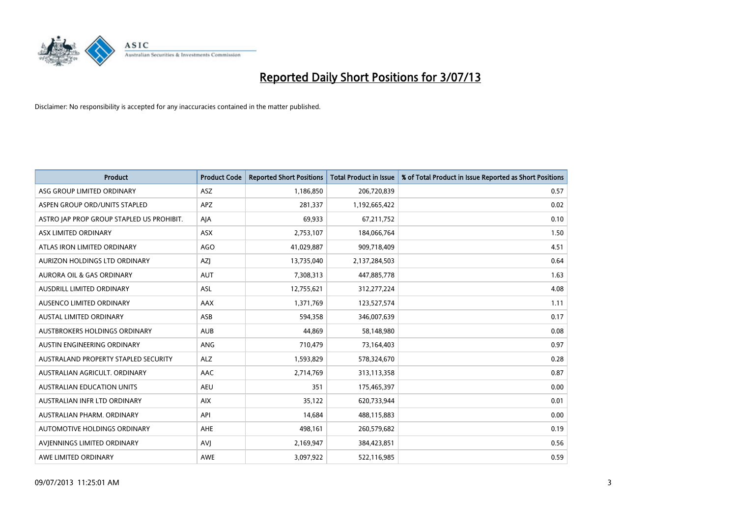# Reported Daily Short Positions for 3/07/13

Disclaimer: No responsibility is accepted for any inaccuracies contained in the matter published.

| Product | Product Code | Reported Short Positions | Total Product in Issue | % of Total Product in Issue Reported as Short Positions |
|---|---|---|---|---|
| ASG GROUP LIMITED ORDINARY | ASZ | 1,186,850 | 206,720,839 | 0.57 |
| ASPEN GROUP ORD/UNITS STAPLED | APZ | 281,337 | 1,192,665,422 | 0.02 |
| ASTRO JAP PROP GROUP STAPLED US PROHIBIT. | AJA | 69,933 | 67,211,752 | 0.10 |
| ASX LIMITED ORDINARY | ASX | 2,753,107 | 184,066,764 | 1.50 |
| ATLAS IRON LIMITED ORDINARY | AGO | 41,029,887 | 909,718,409 | 4.51 |
| AURIZON HOLDINGS LTD ORDINARY | AZJ | 13,735,040 | 2,137,284,503 | 0.64 |
| AURORA OIL & GAS ORDINARY | AUT | 7,308,313 | 447,885,778 | 1.63 |
| AUSDRILL LIMITED ORDINARY | ASL | 12,755,621 | 312,277,224 | 4.08 |
| AUSENCO LIMITED ORDINARY | AAX | 1,371,769 | 123,527,574 | 1.11 |
| AUSTAL LIMITED ORDINARY | ASB | 594,358 | 346,007,639 | 0.17 |
| AUSTBROKERS HOLDINGS ORDINARY | AUB | 44,869 | 58,148,980 | 0.08 |
| AUSTIN ENGINEERING ORDINARY | ANG | 710,479 | 73,164,403 | 0.97 |
| AUSTRALAND PROPERTY STAPLED SECURITY | ALZ | 1,593,829 | 578,324,670 | 0.28 |
| AUSTRALIAN AGRICULT. ORDINARY | AAC | 2,714,769 | 313,113,358 | 0.87 |
| AUSTRALIAN EDUCATION UNITS | AEU | 351 | 175,465,397 | 0.00 |
| AUSTRALIAN INFR LTD ORDINARY | AIX | 35,122 | 620,733,944 | 0.01 |
| AUSTRALIAN PHARM. ORDINARY | API | 14,684 | 488,115,883 | 0.00 |
| AUTOMOTIVE HOLDINGS ORDINARY | AHE | 498,161 | 260,579,682 | 0.19 |
| AVJENNINGS LIMITED ORDINARY | AVJ | 2,169,947 | 384,423,851 | 0.56 |
| AWE LIMITED ORDINARY | AWE | 3,097,922 | 522,116,985 | 0.59 |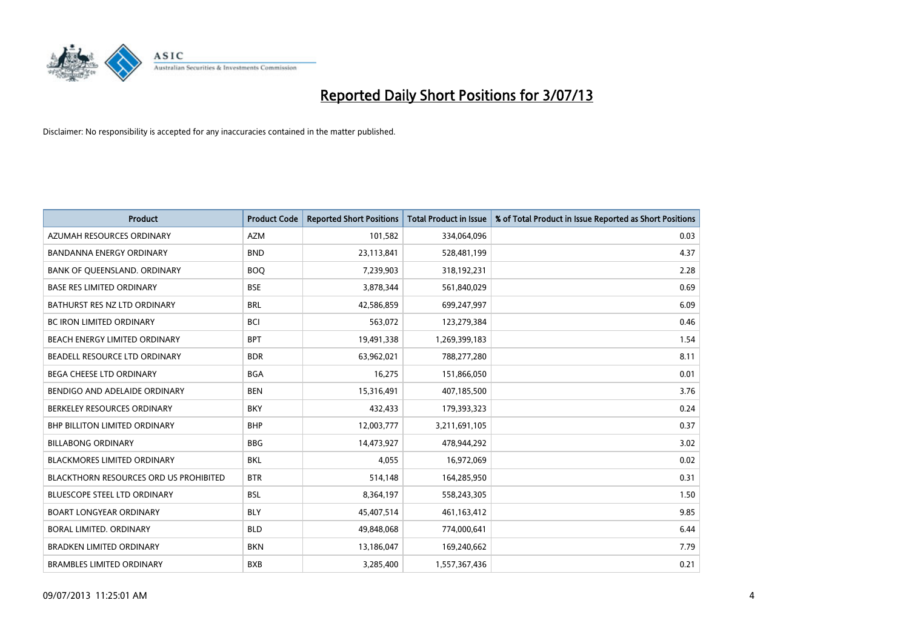# Reported Daily Short Positions for 3/07/13

Disclaimer: No responsibility is accepted for any inaccuracies contained in the matter published.

| Product | Product Code | Reported Short Positions | Total Product in Issue | % of Total Product in Issue Reported as Short Positions |
|---|---|---|---|---|
| AZUMAH RESOURCES ORDINARY | AZM | 101,582 | 334,064,096 | 0.03 |
| BANDANNA ENERGY ORDINARY | BND | 23,113,841 | 528,481,199 | 4.37 |
| BANK OF QUEENSLAND. ORDINARY | BOQ | 7,239,903 | 318,192,231 | 2.28 |
| BASE RES LIMITED ORDINARY | BSE | 3,878,344 | 561,840,029 | 0.69 |
| BATHURST RES NZ LTD ORDINARY | BRL | 42,586,859 | 699,247,997 | 6.09 |
| BC IRON LIMITED ORDINARY | BCI | 563,072 | 123,279,384 | 0.46 |
| BEACH ENERGY LIMITED ORDINARY | BPT | 19,491,338 | 1,269,399,183 | 1.54 |
| BEADELL RESOURCE LTD ORDINARY | BDR | 63,962,021 | 788,277,280 | 8.11 |
| BEGA CHEESE LTD ORDINARY | BGA | 16,275 | 151,866,050 | 0.01 |
| BENDIGO AND ADELAIDE ORDINARY | BEN | 15,316,491 | 407,185,500 | 3.76 |
| BERKELEY RESOURCES ORDINARY | BKY | 432,433 | 179,393,323 | 0.24 |
| BHP BILLITON LIMITED ORDINARY | BHP | 12,003,777 | 3,211,691,105 | 0.37 |
| BILLABONG ORDINARY | BBG | 14,473,927 | 478,944,292 | 3.02 |
| BLACKMORES LIMITED ORDINARY | BKL | 4,055 | 16,972,069 | 0.02 |
| BLACKTHORN RESOURCES ORD US PROHIBITED | BTR | 514,148 | 164,285,950 | 0.31 |
| BLUESCOPE STEEL LTD ORDINARY | BSL | 8,364,197 | 558,243,305 | 1.50 |
| BOART LONGYEAR ORDINARY | BLY | 45,407,514 | 461,163,412 | 9.85 |
| BORAL LIMITED. ORDINARY | BLD | 49,848,068 | 774,000,641 | 6.44 |
| BRADKEN LIMITED ORDINARY | BKN | 13,186,047 | 169,240,662 | 7.79 |
| BRAMBLES LIMITED ORDINARY | BXB | 3,285,400 | 1,557,367,436 | 0.21 |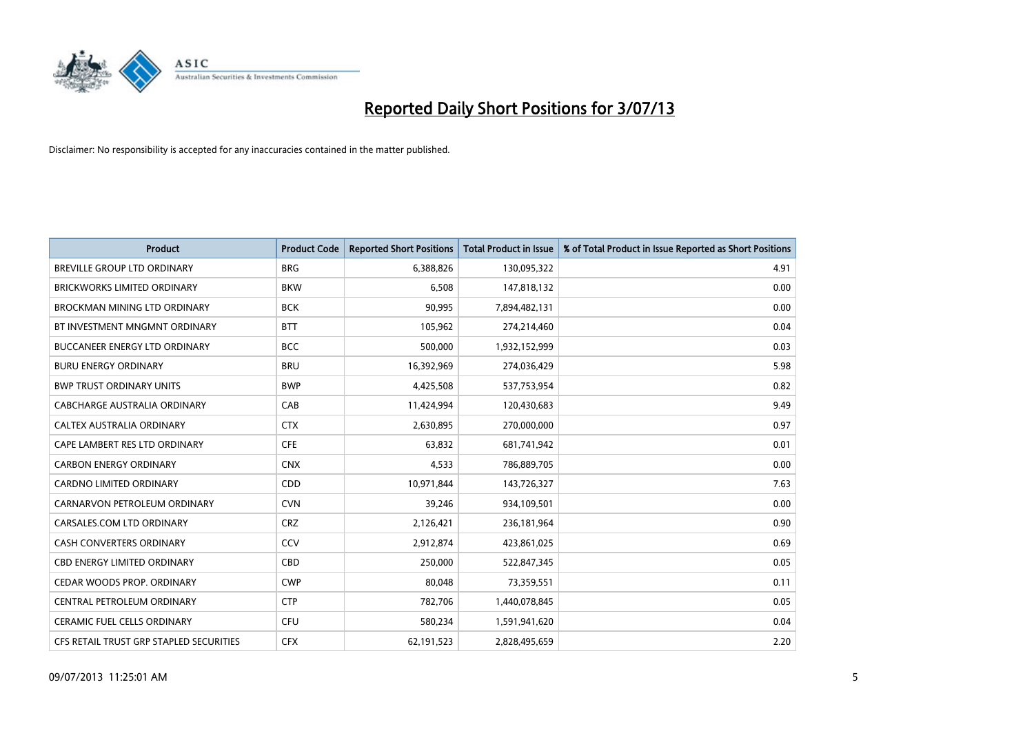# Reported Daily Short Positions for 3/07/13

Disclaimer: No responsibility is accepted for any inaccuracies contained in the matter published.

| Product | Product Code | Reported Short Positions | Total Product in Issue | % of Total Product in Issue Reported as Short Positions |
|---|---|---|---|---|
| BREVILLE GROUP LTD ORDINARY | BRG | 6,388,826 | 130,095,322 | 4.91 |
| BRICKWORKS LIMITED ORDINARY | BKW | 6,508 | 147,818,132 | 0.00 |
| BROCKMAN MINING LTD ORDINARY | BCK | 90,995 | 7,894,482,131 | 0.00 |
| BT INVESTMENT MNGMNT ORDINARY | BTT | 105,962 | 274,214,460 | 0.04 |
| BUCCANEER ENERGY LTD ORDINARY | BCC | 500,000 | 1,932,152,999 | 0.03 |
| BURU ENERGY ORDINARY | BRU | 16,392,969 | 274,036,429 | 5.98 |
| BWP TRUST ORDINARY UNITS | BWP | 4,425,508 | 537,753,954 | 0.82 |
| CABCHARGE AUSTRALIA ORDINARY | CAB | 11,424,994 | 120,430,683 | 9.49 |
| CALTEX AUSTRALIA ORDINARY | CTX | 2,630,895 | 270,000,000 | 0.97 |
| CAPE LAMBERT RES LTD ORDINARY | CFE | 63,832 | 681,741,942 | 0.01 |
| CARBON ENERGY ORDINARY | CNX | 4,533 | 786,889,705 | 0.00 |
| CARDNO LIMITED ORDINARY | CDD | 10,971,844 | 143,726,327 | 7.63 |
| CARNARVON PETROLEUM ORDINARY | CVN | 39,246 | 934,109,501 | 0.00 |
| CARSALES.COM LTD ORDINARY | CRZ | 2,126,421 | 236,181,964 | 0.90 |
| CASH CONVERTERS ORDINARY | CCV | 2,912,874 | 423,861,025 | 0.69 |
| CBD ENERGY LIMITED ORDINARY | CBD | 250,000 | 522,847,345 | 0.05 |
| CEDAR WOODS PROP. ORDINARY | CWP | 80,048 | 73,359,551 | 0.11 |
| CENTRAL PETROLEUM ORDINARY | CTP | 782,706 | 1,440,078,845 | 0.05 |
| CERAMIC FUEL CELLS ORDINARY | CFU | 580,234 | 1,591,941,620 | 0.04 |
| CFS RETAIL TRUST GRP STAPLED SECURITIES | CFX | 62,191,523 | 2,828,495,659 | 2.20 |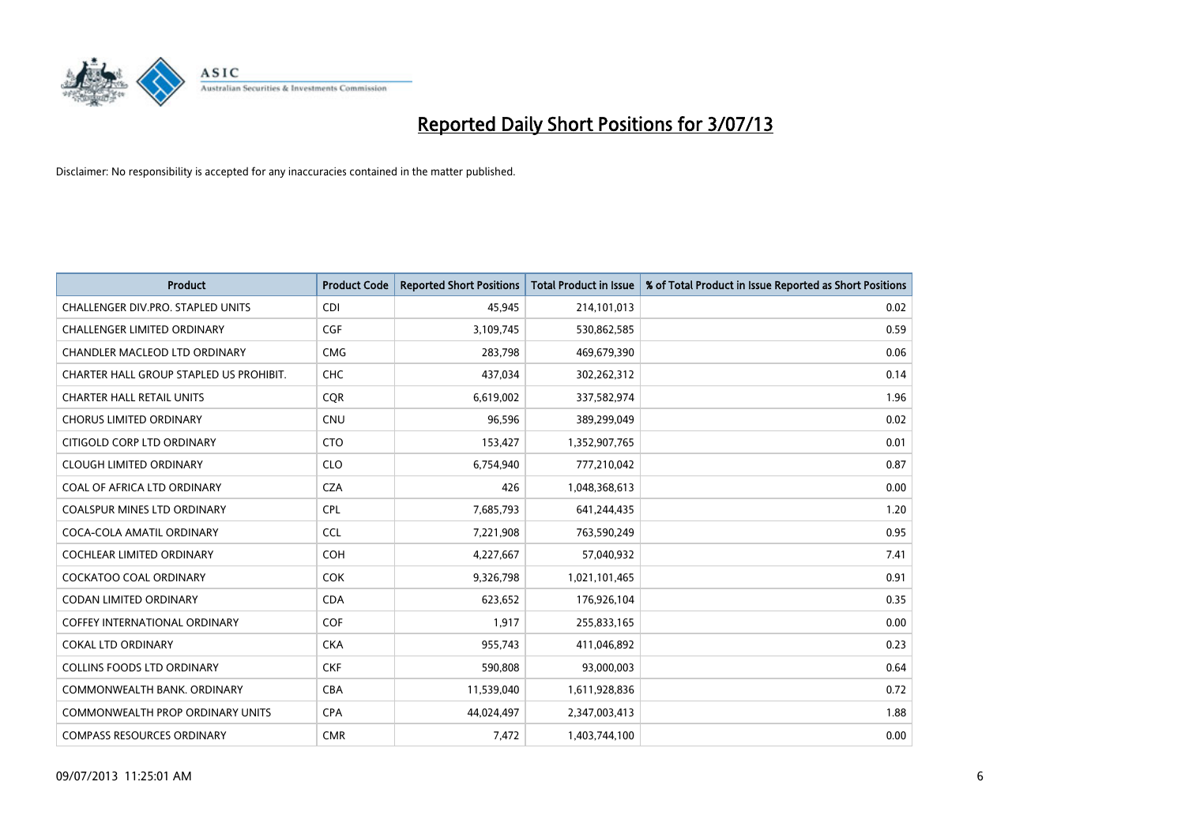# Reported Daily Short Positions for 3/07/13

Disclaimer: No responsibility is accepted for any inaccuracies contained in the matter published.

| Product | Product Code | Reported Short Positions | Total Product in Issue | % of Total Product in Issue Reported as Short Positions |
|---|---|---|---|---|
| CHALLENGER DIV.PRO. STAPLED UNITS | CDI | 45,945 | 214,101,013 | 0.02 |
| CHALLENGER LIMITED ORDINARY | CGF | 3,109,745 | 530,862,585 | 0.59 |
| CHANDLER MACLEOD LTD ORDINARY | CMG | 283,798 | 469,679,390 | 0.06 |
| CHARTER HALL GROUP STAPLED US PROHIBIT. | CHC | 437,034 | 302,262,312 | 0.14 |
| CHARTER HALL RETAIL UNITS | CQR | 6,619,002 | 337,582,974 | 1.96 |
| CHORUS LIMITED ORDINARY | CNU | 96,596 | 389,299,049 | 0.02 |
| CITIGOLD CORP LTD ORDINARY | CTO | 153,427 | 1,352,907,765 | 0.01 |
| CLOUGH LIMITED ORDINARY | CLO | 6,754,940 | 777,210,042 | 0.87 |
| COAL OF AFRICA LTD ORDINARY | CZA | 426 | 1,048,368,613 | 0.00 |
| COALSPUR MINES LTD ORDINARY | CPL | 7,685,793 | 641,244,435 | 1.20 |
| COCA-COLA AMATIL ORDINARY | CCL | 7,221,908 | 763,590,249 | 0.95 |
| COCHLEAR LIMITED ORDINARY | COH | 4,227,667 | 57,040,932 | 7.41 |
| COCKATOO COAL ORDINARY | COK | 9,326,798 | 1,021,101,465 | 0.91 |
| CODAN LIMITED ORDINARY | CDA | 623,652 | 176,926,104 | 0.35 |
| COFFEY INTERNATIONAL ORDINARY | COF | 1,917 | 255,833,165 | 0.00 |
| COKAL LTD ORDINARY | CKA | 955,743 | 411,046,892 | 0.23 |
| COLLINS FOODS LTD ORDINARY | CKF | 590,808 | 93,000,003 | 0.64 |
| COMMONWEALTH BANK. ORDINARY | CBA | 11,539,040 | 1,611,928,836 | 0.72 |
| COMMONWEALTH PROP ORDINARY UNITS | CPA | 44,024,497 | 2,347,003,413 | 1.88 |
| COMPASS RESOURCES ORDINARY | CMR | 7,472 | 1,403,744,100 | 0.00 |

09/07/2013 11:25:01 AM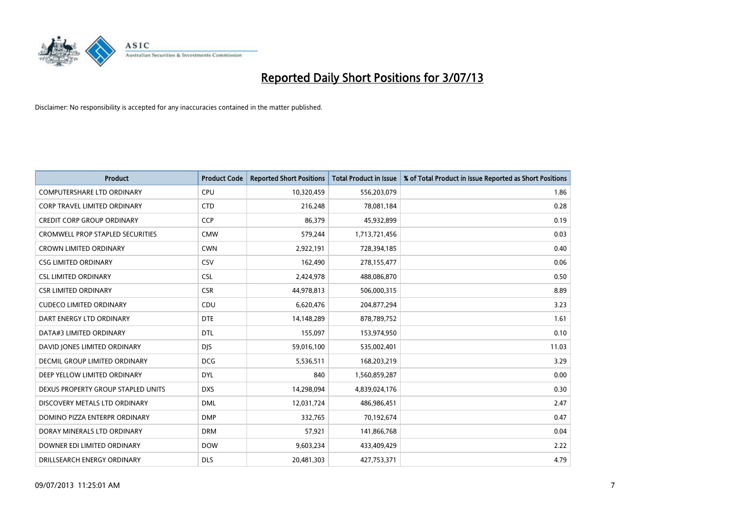# Reported Daily Short Positions for 3/07/13

Disclaimer: No responsibility is accepted for any inaccuracies contained in the matter published.

| Product | Product Code | Reported Short Positions | Total Product in Issue | % of Total Product in Issue Reported as Short Positions |
|---|---|---|---|---|
| COMPUTERSHARE LTD ORDINARY | CPU | 10,320,459 | 556,203,079 | 1.86 |
| CORP TRAVEL LIMITED ORDINARY | CTD | 216,248 | 78,081,184 | 0.28 |
| CREDIT CORP GROUP ORDINARY | CCP | 86,379 | 45,932,899 | 0.19 |
| CROMWELL PROP STAPLED SECURITIES | CMW | 579,244 | 1,713,721,456 | 0.03 |
| CROWN LIMITED ORDINARY | CWN | 2,922,191 | 728,394,185 | 0.40 |
| CSG LIMITED ORDINARY | CSV | 162,490 | 278,155,477 | 0.06 |
| CSL LIMITED ORDINARY | CSL | 2,424,978 | 488,086,870 | 0.50 |
| CSR LIMITED ORDINARY | CSR | 44,978,813 | 506,000,315 | 8.89 |
| CUDECO LIMITED ORDINARY | CDU | 6,620,476 | 204,877,294 | 3.23 |
| DART ENERGY LTD ORDINARY | DTE | 14,148,289 | 878,789,752 | 1.61 |
| DATA#3 LIMITED ORDINARY | DTL | 155,097 | 153,974,950 | 0.10 |
| DAVID JONES LIMITED ORDINARY | DJS | 59,016,100 | 535,002,401 | 11.03 |
| DECMIL GROUP LIMITED ORDINARY | DCG | 5,536,511 | 168,203,219 | 3.29 |
| DEEP YELLOW LIMITED ORDINARY | DYL | 840 | 1,560,859,287 | 0.00 |
| DEXUS PROPERTY GROUP STAPLED UNITS | DXS | 14,298,094 | 4,839,024,176 | 0.30 |
| DISCOVERY METALS LTD ORDINARY | DML | 12,031,724 | 486,986,451 | 2.47 |
| DOMINO PIZZA ENTERPR ORDINARY | DMP | 332,765 | 70,192,674 | 0.47 |
| DORAY MINERALS LTD ORDINARY | DRM | 57,921 | 141,866,768 | 0.04 |
| DOWNER EDI LIMITED ORDINARY | DOW | 9,603,234 | 433,409,429 | 2.22 |
| DRILLSEARCH ENERGY ORDINARY | DLS | 20,481,303 | 427,753,371 | 4.79 |

09/07/2013 11:25:01 AM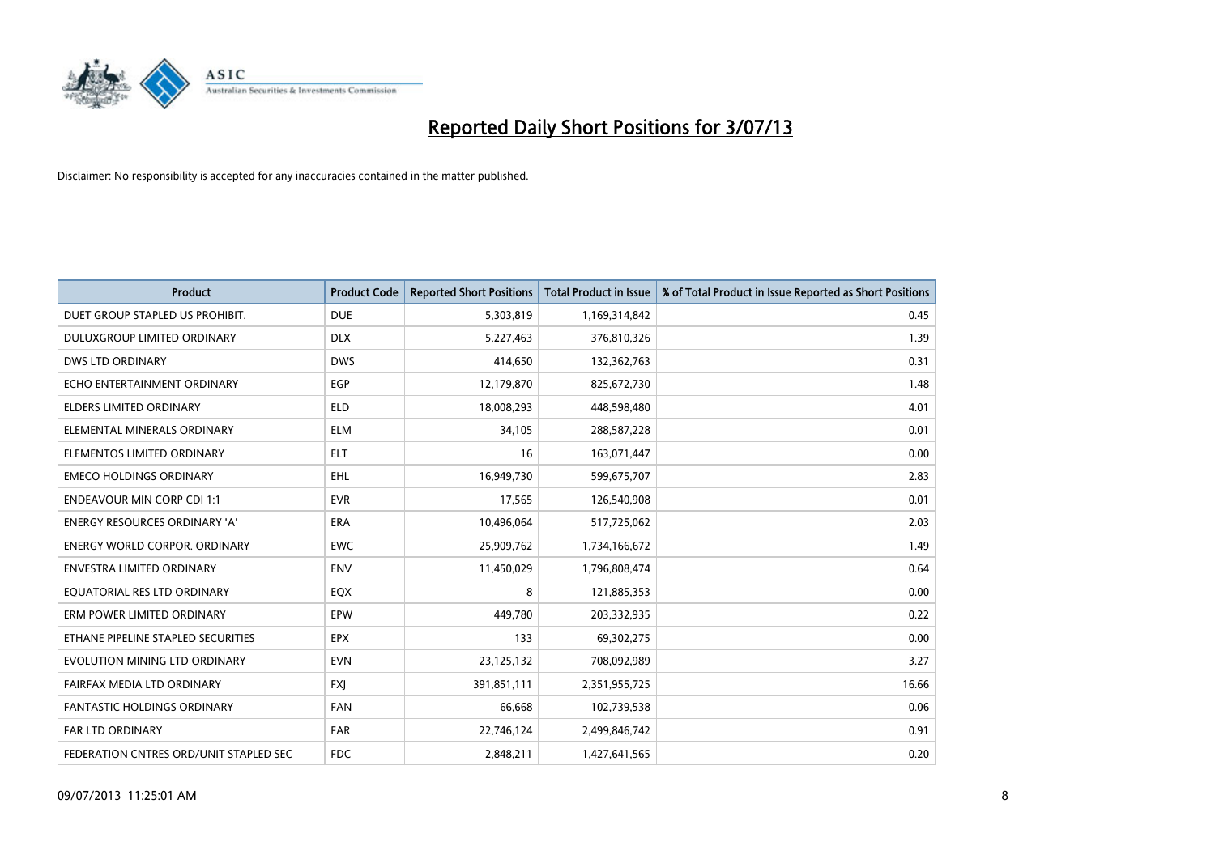# Reported Daily Short Positions for 3/07/13

Disclaimer: No responsibility is accepted for any inaccuracies contained in the matter published.

| Product | Product Code | Reported Short Positions | Total Product in Issue | % of Total Product in Issue Reported as Short Positions |
|---|---|---|---|---|
| DUET GROUP STAPLED US PROHIBIT. | DUE | 5,303,819 | 1,169,314,842 | 0.45 |
| DULUXGROUP LIMITED ORDINARY | DLX | 5,227,463 | 376,810,326 | 1.39 |
| DWS LTD ORDINARY | DWS | 414,650 | 132,362,763 | 0.31 |
| ECHO ENTERTAINMENT ORDINARY | EGP | 12,179,870 | 825,672,730 | 1.48 |
| ELDERS LIMITED ORDINARY | ELD | 18,008,293 | 448,598,480 | 4.01 |
| ELEMENTAL MINERALS ORDINARY | ELM | 34,105 | 288,587,228 | 0.01 |
| ELEMENTOS LIMITED ORDINARY | ELT | 16 | 163,071,447 | 0.00 |
| EMECO HOLDINGS ORDINARY | EHL | 16,949,730 | 599,675,707 | 2.83 |
| ENDEAVOUR MIN CORP CDI 1:1 | EVR | 17,565 | 126,540,908 | 0.01 |
| ENERGY RESOURCES ORDINARY 'A' | ERA | 10,496,064 | 517,725,062 | 2.03 |
| ENERGY WORLD CORPOR. ORDINARY | EWC | 25,909,762 | 1,734,166,672 | 1.49 |
| ENVESTRA LIMITED ORDINARY | ENV | 11,450,029 | 1,796,808,474 | 0.64 |
| EQUATORIAL RES LTD ORDINARY | EQX | 8 | 121,885,353 | 0.00 |
| ERM POWER LIMITED ORDINARY | EPW | 449,780 | 203,332,935 | 0.22 |
| ETHANE PIPELINE STAPLED SECURITIES | EPX | 133 | 69,302,275 | 0.00 |
| EVOLUTION MINING LTD ORDINARY | EVN | 23,125,132 | 708,092,989 | 3.27 |
| FAIRFAX MEDIA LTD ORDINARY | FXJ | 391,851,111 | 2,351,955,725 | 16.66 |
| FANTASTIC HOLDINGS ORDINARY | FAN | 66,668 | 102,739,538 | 0.06 |
| FAR LTD ORDINARY | FAR | 22,746,124 | 2,499,846,742 | 0.91 |
| FEDERATION CNTRES ORD/UNIT STAPLED SEC | FDC | 2,848,211 | 1,427,641,565 | 0.20 |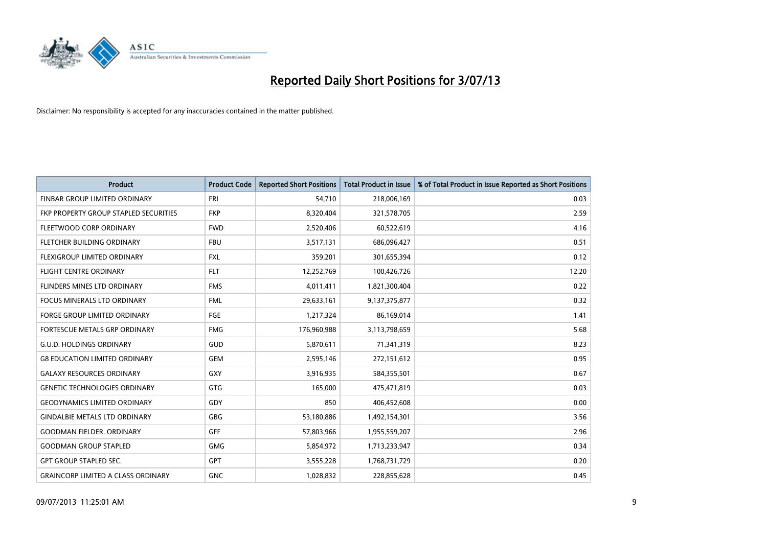# Reported Daily Short Positions for 3/07/13

Disclaimer: No responsibility is accepted for any inaccuracies contained in the matter published.

| Product | Product Code | Reported Short Positions | Total Product in Issue | % of Total Product in Issue Reported as Short Positions |
|---|---|---|---|---|
| FINBAR GROUP LIMITED ORDINARY | FRI | 54,710 | 218,006,169 | 0.03 |
| FKP PROPERTY GROUP STAPLED SECURITIES | FKP | 8,320,404 | 321,578,705 | 2.59 |
| FLEETWOOD CORP ORDINARY | FWD | 2,520,406 | 60,522,619 | 4.16 |
| FLETCHER BUILDING ORDINARY | FBU | 3,517,131 | 686,096,427 | 0.51 |
| FLEXIGROUP LIMITED ORDINARY | FXL | 359,201 | 301,655,394 | 0.12 |
| FLIGHT CENTRE ORDINARY | FLT | 12,252,769 | 100,426,726 | 12.20 |
| FLINDERS MINES LTD ORDINARY | FMS | 4,011,411 | 1,821,300,404 | 0.22 |
| FOCUS MINERALS LTD ORDINARY | FML | 29,633,161 | 9,137,375,877 | 0.32 |
| FORGE GROUP LIMITED ORDINARY | FGE | 1,217,324 | 86,169,014 | 1.41 |
| FORTESCUE METALS GRP ORDINARY | FMG | 176,960,988 | 3,113,798,659 | 5.68 |
| G.U.D. HOLDINGS ORDINARY | GUD | 5,870,611 | 71,341,319 | 8.23 |
| G8 EDUCATION LIMITED ORDINARY | GEM | 2,595,146 | 272,151,612 | 0.95 |
| GALAXY RESOURCES ORDINARY | GXY | 3,916,935 | 584,355,501 | 0.67 |
| GENETIC TECHNOLOGIES ORDINARY | GTG | 165,000 | 475,471,819 | 0.03 |
| GEODYNAMICS LIMITED ORDINARY | GDY | 850 | 406,452,608 | 0.00 |
| GINDALBIE METALS LTD ORDINARY | GBG | 53,180,886 | 1,492,154,301 | 3.56 |
| GOODMAN FIELDER. ORDINARY | GFF | 57,803,966 | 1,955,559,207 | 2.96 |
| GOODMAN GROUP STAPLED | GMG | 5,854,972 | 1,713,233,947 | 0.34 |
| GPT GROUP STAPLED SEC. | GPT | 3,555,228 | 1,768,731,729 | 0.20 |
| GRAINCORP LIMITED A CLASS ORDINARY | GNC | 1,028,832 | 228,855,628 | 0.45 |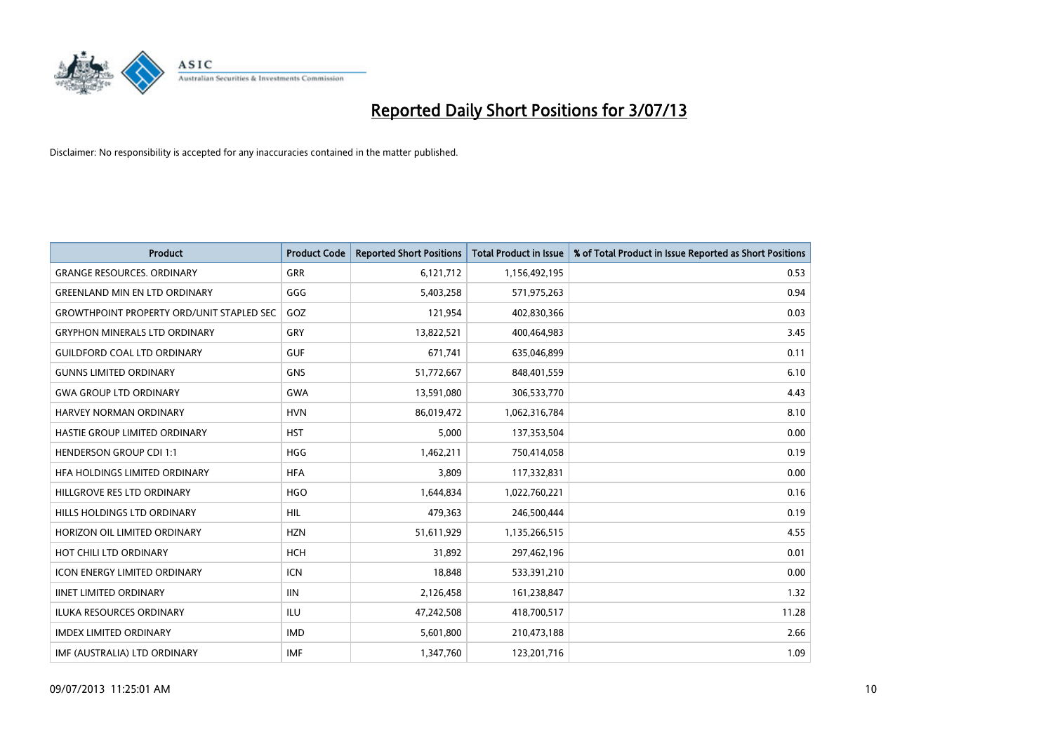# Reported Daily Short Positions for 3/07/13

Disclaimer: No responsibility is accepted for any inaccuracies contained in the matter published.

| Product | Product Code | Reported Short Positions | Total Product in Issue | % of Total Product in Issue Reported as Short Positions |
|---|---|---|---|---|
| GRANGE RESOURCES. ORDINARY | GRR | 6,121,712 | 1,156,492,195 | 0.53 |
| GREENLAND MIN EN LTD ORDINARY | GGG | 5,403,258 | 571,975,263 | 0.94 |
| GROWTHPOINT PROPERTY ORD/UNIT STAPLED SEC | GOZ | 121,954 | 402,830,366 | 0.03 |
| GRYPHON MINERALS LTD ORDINARY | GRY | 13,822,521 | 400,464,983 | 3.45 |
| GUILDFORD COAL LTD ORDINARY | GUF | 671,741 | 635,046,899 | 0.11 |
| GUNNS LIMITED ORDINARY | GNS | 51,772,667 | 848,401,559 | 6.10 |
| GWA GROUP LTD ORDINARY | GWA | 13,591,080 | 306,533,770 | 4.43 |
| HARVEY NORMAN ORDINARY | HVN | 86,019,472 | 1,062,316,784 | 8.10 |
| HASTIE GROUP LIMITED ORDINARY | HST | 5,000 | 137,353,504 | 0.00 |
| HENDERSON GROUP CDI 1:1 | HGG | 1,462,211 | 750,414,058 | 0.19 |
| HFA HOLDINGS LIMITED ORDINARY | HFA | 3,809 | 117,332,831 | 0.00 |
| HILLGROVE RES LTD ORDINARY | HGO | 1,644,834 | 1,022,760,221 | 0.16 |
| HILLS HOLDINGS LTD ORDINARY | HIL | 479,363 | 246,500,444 | 0.19 |
| HORIZON OIL LIMITED ORDINARY | HZN | 51,611,929 | 1,135,266,515 | 4.55 |
| HOT CHILI LTD ORDINARY | HCH | 31,892 | 297,462,196 | 0.01 |
| ICON ENERGY LIMITED ORDINARY | ICN | 18,848 | 533,391,210 | 0.00 |
| IINET LIMITED ORDINARY | IIN | 2,126,458 | 161,238,847 | 1.32 |
| ILUKA RESOURCES ORDINARY | ILU | 47,242,508 | 418,700,517 | 11.28 |
| IMDEX LIMITED ORDINARY | IMD | 5,601,800 | 210,473,188 | 2.66 |
| IMF (AUSTRALIA) LTD ORDINARY | IMF | 1,347,760 | 123,201,716 | 1.09 |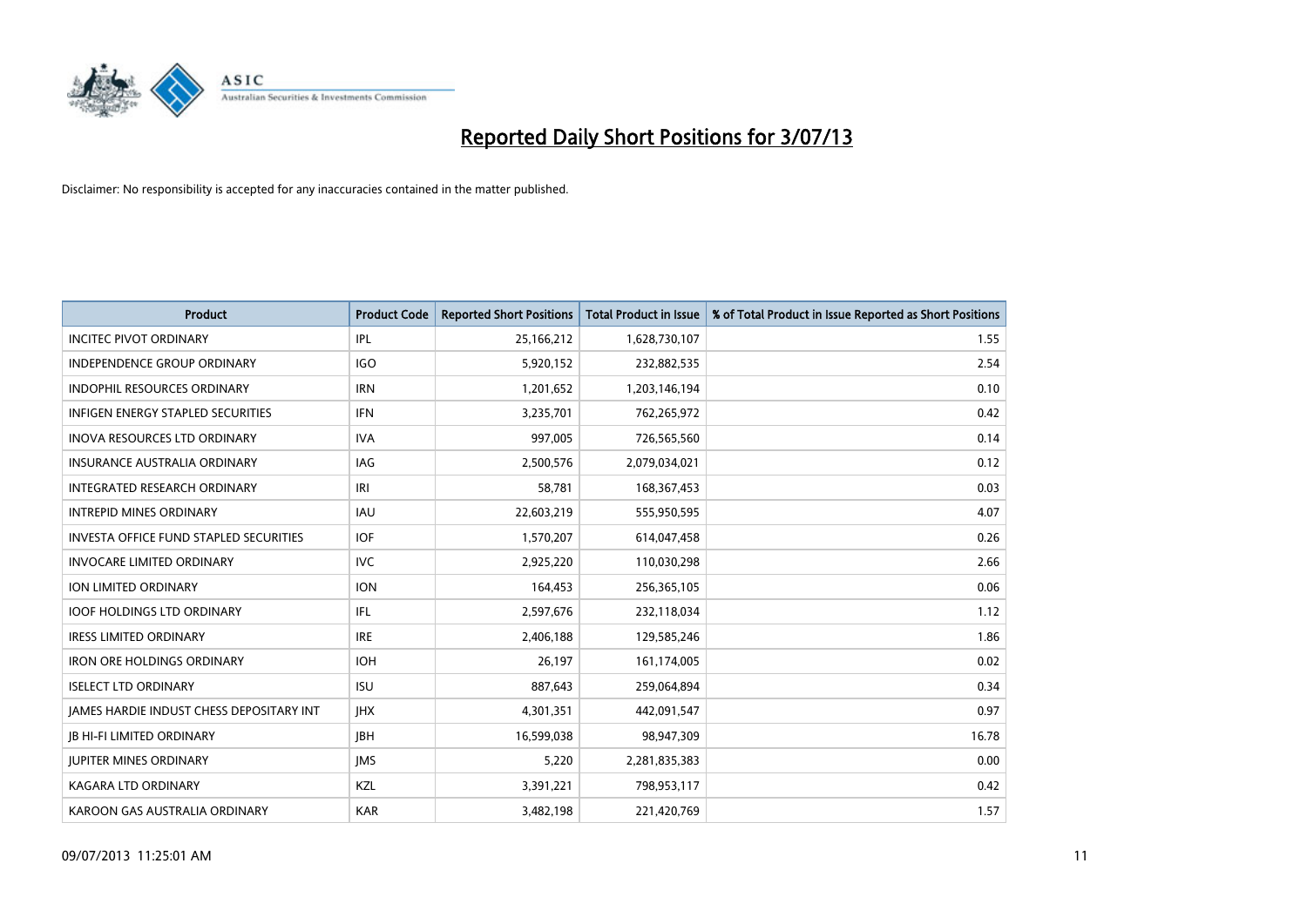# Reported Daily Short Positions for 3/07/13

Disclaimer: No responsibility is accepted for any inaccuracies contained in the matter published.

| Product | Product Code | Reported Short Positions | Total Product in Issue | % of Total Product in Issue Reported as Short Positions |
|---|---|---|---|---|
| INCITEC PIVOT ORDINARY | IPL | 25,166,212 | 1,628,730,107 | 1.55 |
| INDEPENDENCE GROUP ORDINARY | IGO | 5,920,152 | 232,882,535 | 2.54 |
| INDOPHIL RESOURCES ORDINARY | IRN | 1,201,652 | 1,203,146,194 | 0.10 |
| INFIGEN ENERGY STAPLED SECURITIES | IFN | 3,235,701 | 762,265,972 | 0.42 |
| INOVA RESOURCES LTD ORDINARY | IVA | 997,005 | 726,565,560 | 0.14 |
| INSURANCE AUSTRALIA ORDINARY | IAG | 2,500,576 | 2,079,034,021 | 0.12 |
| INTEGRATED RESEARCH ORDINARY | IRI | 58,781 | 168,367,453 | 0.03 |
| INTREPID MINES ORDINARY | IAU | 22,603,219 | 555,950,595 | 4.07 |
| INVESTA OFFICE FUND STAPLED SECURITIES | IOF | 1,570,207 | 614,047,458 | 0.26 |
| INVOCARE LIMITED ORDINARY | IVC | 2,925,220 | 110,030,298 | 2.66 |
| ION LIMITED ORDINARY | ION | 164,453 | 256,365,105 | 0.06 |
| IOOF HOLDINGS LTD ORDINARY | IFL | 2,597,676 | 232,118,034 | 1.12 |
| IRESS LIMITED ORDINARY | IRE | 2,406,188 | 129,585,246 | 1.86 |
| IRON ORE HOLDINGS ORDINARY | IOH | 26,197 | 161,174,005 | 0.02 |
| ISELECT LTD ORDINARY | ISU | 887,643 | 259,064,894 | 0.34 |
| JAMES HARDIE INDUST CHESS DEPOSITARY INT | JHX | 4,301,351 | 442,091,547 | 0.97 |
| JB HI-FI LIMITED ORDINARY | JBH | 16,599,038 | 98,947,309 | 16.78 |
| JUPITER MINES ORDINARY | JMS | 5,220 | 2,281,835,383 | 0.00 |
| KAGARA LTD ORDINARY | KZL | 3,391,221 | 798,953,117 | 0.42 |
| KAROON GAS AUSTRALIA ORDINARY | KAR | 3,482,198 | 221,420,769 | 1.57 |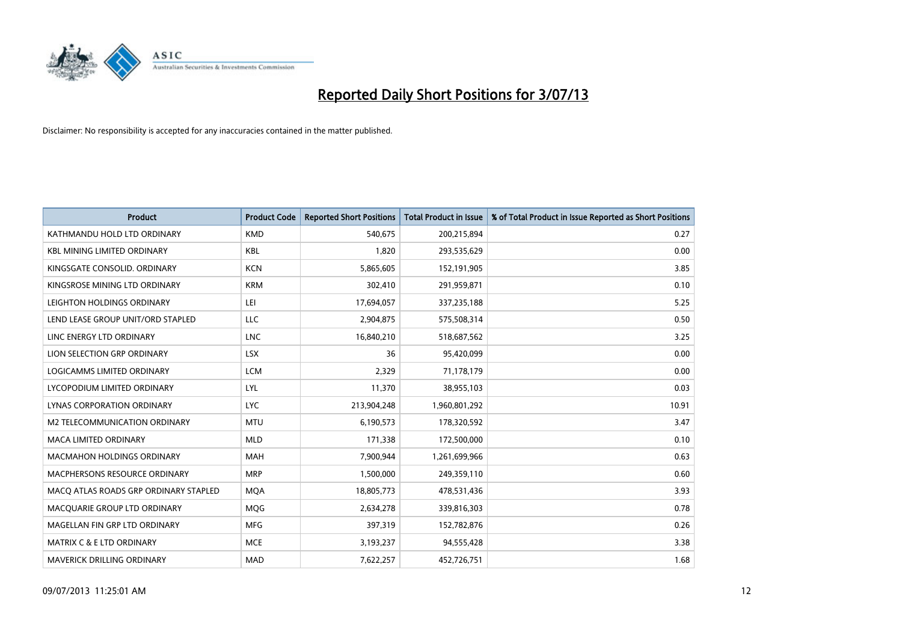# Reported Daily Short Positions for 3/07/13

Disclaimer: No responsibility is accepted for any inaccuracies contained in the matter published.

| Product | Product Code | Reported Short Positions | Total Product in Issue | % of Total Product in Issue Reported as Short Positions |
|---|---|---|---|---|
| KATHMANDU HOLD LTD ORDINARY | KMD | 540,675 | 200,215,894 | 0.27 |
| KBL MINING LIMITED ORDINARY | KBL | 1,820 | 293,535,629 | 0.00 |
| KINGSGATE CONSOLID. ORDINARY | KCN | 5,865,605 | 152,191,905 | 3.85 |
| KINGSROSE MINING LTD ORDINARY | KRM | 302,410 | 291,959,871 | 0.10 |
| LEIGHTON HOLDINGS ORDINARY | LEI | 17,694,057 | 337,235,188 | 5.25 |
| LEND LEASE GROUP UNIT/ORD STAPLED | LLC | 2,904,875 | 575,508,314 | 0.50 |
| LINC ENERGY LTD ORDINARY | LNC | 16,840,210 | 518,687,562 | 3.25 |
| LION SELECTION GRP ORDINARY | LSX | 36 | 95,420,099 | 0.00 |
| LOGICAMMS LIMITED ORDINARY | LCM | 2,329 | 71,178,179 | 0.00 |
| LYCOPODIUM LIMITED ORDINARY | LYL | 11,370 | 38,955,103 | 0.03 |
| LYNAS CORPORATION ORDINARY | LYC | 213,904,248 | 1,960,801,292 | 10.91 |
| M2 TELECOMMUNICATION ORDINARY | MTU | 6,190,573 | 178,320,592 | 3.47 |
| MACA LIMITED ORDINARY | MLD | 171,338 | 172,500,000 | 0.10 |
| MACMAHON HOLDINGS ORDINARY | MAH | 7,900,944 | 1,261,699,966 | 0.63 |
| MACPHERSONS RESOURCE ORDINARY | MRP | 1,500,000 | 249,359,110 | 0.60 |
| MACQ ATLAS ROADS GRP ORDINARY STAPLED | MQA | 18,805,773 | 478,531,436 | 3.93 |
| MACQUARIE GROUP LTD ORDINARY | MQG | 2,634,278 | 339,816,303 | 0.78 |
| MAGELLAN FIN GRP LTD ORDINARY | MFG | 397,319 | 152,782,876 | 0.26 |
| MATRIX C & E LTD ORDINARY | MCE | 3,193,237 | 94,555,428 | 3.38 |
| MAVERICK DRILLING ORDINARY | MAD | 7,622,257 | 452,726,751 | 1.68 |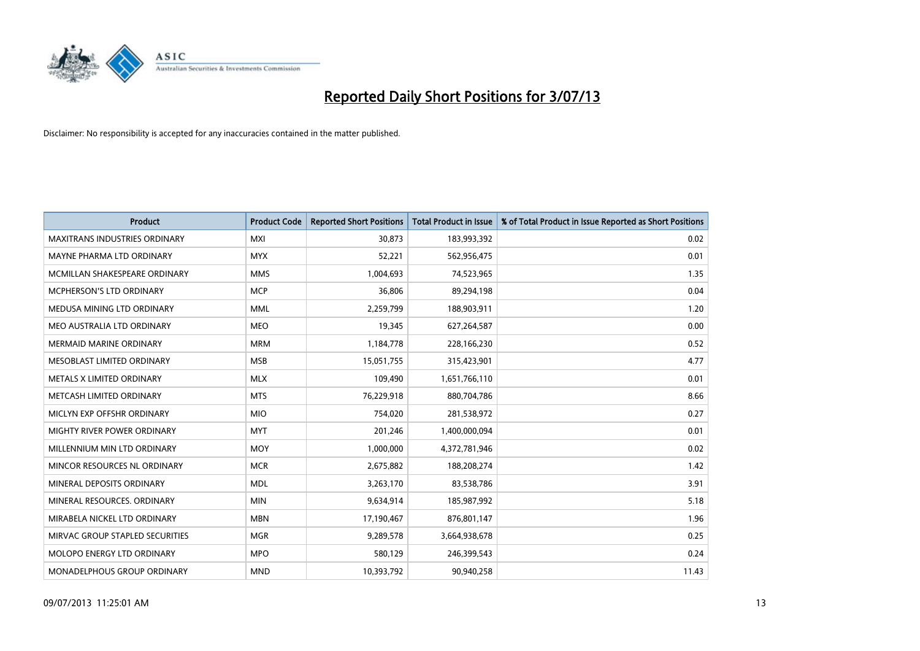# Reported Daily Short Positions for 3/07/13

Disclaimer: No responsibility is accepted for any inaccuracies contained in the matter published.

| Product | Product Code | Reported Short Positions | Total Product in Issue | % of Total Product in Issue Reported as Short Positions |
|---|---|---|---|---|
| MAXITRANS INDUSTRIES ORDINARY | MXI | 30,873 | 183,993,392 | 0.02 |
| MAYNE PHARMA LTD ORDINARY | MYX | 52,221 | 562,956,475 | 0.01 |
| MCMILLAN SHAKESPEARE ORDINARY | MMS | 1,004,693 | 74,523,965 | 1.35 |
| MCPHERSON'S LTD ORDINARY | MCP | 36,806 | 89,294,198 | 0.04 |
| MEDUSA MINING LTD ORDINARY | MML | 2,259,799 | 188,903,911 | 1.20 |
| MEO AUSTRALIA LTD ORDINARY | MEO | 19,345 | 627,264,587 | 0.00 |
| MERMAID MARINE ORDINARY | MRM | 1,184,778 | 228,166,230 | 0.52 |
| MESOBLAST LIMITED ORDINARY | MSB | 15,051,755 | 315,423,901 | 4.77 |
| METALS X LIMITED ORDINARY | MLX | 109,490 | 1,651,766,110 | 0.01 |
| METCASH LIMITED ORDINARY | MTS | 76,229,918 | 880,704,786 | 8.66 |
| MICLYN EXP OFFSHR ORDINARY | MIO | 754,020 | 281,538,972 | 0.27 |
| MIGHTY RIVER POWER ORDINARY | MYT | 201,246 | 1,400,000,094 | 0.01 |
| MILLENNIUM MIN LTD ORDINARY | MOY | 1,000,000 | 4,372,781,946 | 0.02 |
| MINCOR RESOURCES NL ORDINARY | MCR | 2,675,882 | 188,208,274 | 1.42 |
| MINERAL DEPOSITS ORDINARY | MDL | 3,263,170 | 83,538,786 | 3.91 |
| MINERAL RESOURCES. ORDINARY | MIN | 9,634,914 | 185,987,992 | 5.18 |
| MIRABELA NICKEL LTD ORDINARY | MBN | 17,190,467 | 876,801,147 | 1.96 |
| MIRVAC GROUP STAPLED SECURITIES | MGR | 9,289,578 | 3,664,938,678 | 0.25 |
| MOLOPO ENERGY LTD ORDINARY | MPO | 580,129 | 246,399,543 | 0.24 |
| MONADELPHOUS GROUP ORDINARY | MND | 10,393,792 | 90,940,258 | 11.43 |

09/07/2013 11:25:01 AM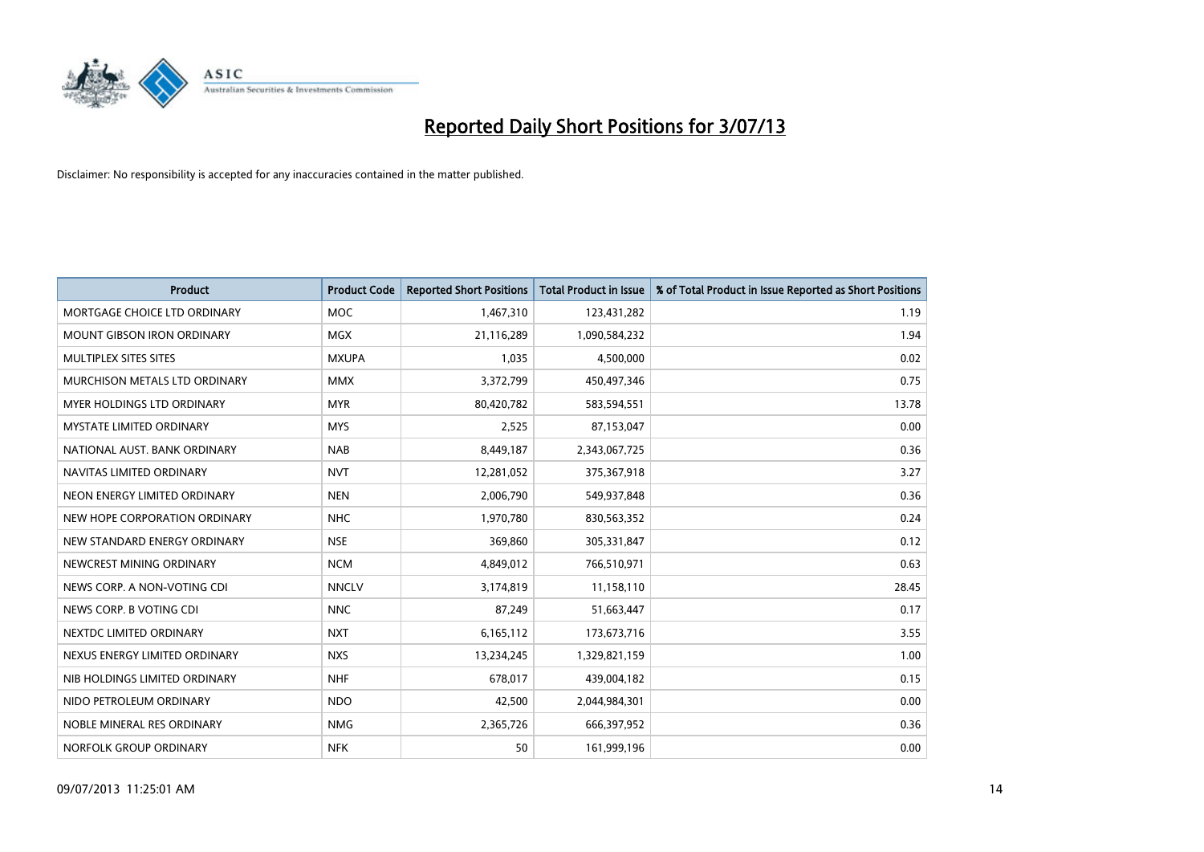# Reported Daily Short Positions for 3/07/13

Disclaimer: No responsibility is accepted for any inaccuracies contained in the matter published.

| Product | Product Code | Reported Short Positions | Total Product in Issue | % of Total Product in Issue Reported as Short Positions |
|---|---|---|---|---|
| MORTGAGE CHOICE LTD ORDINARY | MOC | 1,467,310 | 123,431,282 | 1.19 |
| MOUNT GIBSON IRON ORDINARY | MGX | 21,116,289 | 1,090,584,232 | 1.94 |
| MULTIPLEX SITES SITES | MXUPA | 1,035 | 4,500,000 | 0.02 |
| MURCHISON METALS LTD ORDINARY | MMX | 3,372,799 | 450,497,346 | 0.75 |
| MYER HOLDINGS LTD ORDINARY | MYR | 80,420,782 | 583,594,551 | 13.78 |
| MYSTATE LIMITED ORDINARY | MYS | 2,525 | 87,153,047 | 0.00 |
| NATIONAL AUST. BANK ORDINARY | NAB | 8,449,187 | 2,343,067,725 | 0.36 |
| NAVITAS LIMITED ORDINARY | NVT | 12,281,052 | 375,367,918 | 3.27 |
| NEON ENERGY LIMITED ORDINARY | NEN | 2,006,790 | 549,937,848 | 0.36 |
| NEW HOPE CORPORATION ORDINARY | NHC | 1,970,780 | 830,563,352 | 0.24 |
| NEW STANDARD ENERGY ORDINARY | NSE | 369,860 | 305,331,847 | 0.12 |
| NEWCREST MINING ORDINARY | NCM | 4,849,012 | 766,510,971 | 0.63 |
| NEWS CORP. A NON-VOTING CDI | NNCLV | 3,174,819 | 11,158,110 | 28.45 |
| NEWS CORP. B VOTING CDI | NNC | 87,249 | 51,663,447 | 0.17 |
| NEXTDC LIMITED ORDINARY | NXT | 6,165,112 | 173,673,716 | 3.55 |
| NEXUS ENERGY LIMITED ORDINARY | NXS | 13,234,245 | 1,329,821,159 | 1.00 |
| NIB HOLDINGS LIMITED ORDINARY | NHF | 678,017 | 439,004,182 | 0.15 |
| NIDO PETROLEUM ORDINARY | NDO | 42,500 | 2,044,984,301 | 0.00 |
| NOBLE MINERAL RES ORDINARY | NMG | 2,365,726 | 666,397,952 | 0.36 |
| NORFOLK GROUP ORDINARY | NFK | 50 | 161,999,196 | 0.00 |

09/07/2013 11:25:01 AM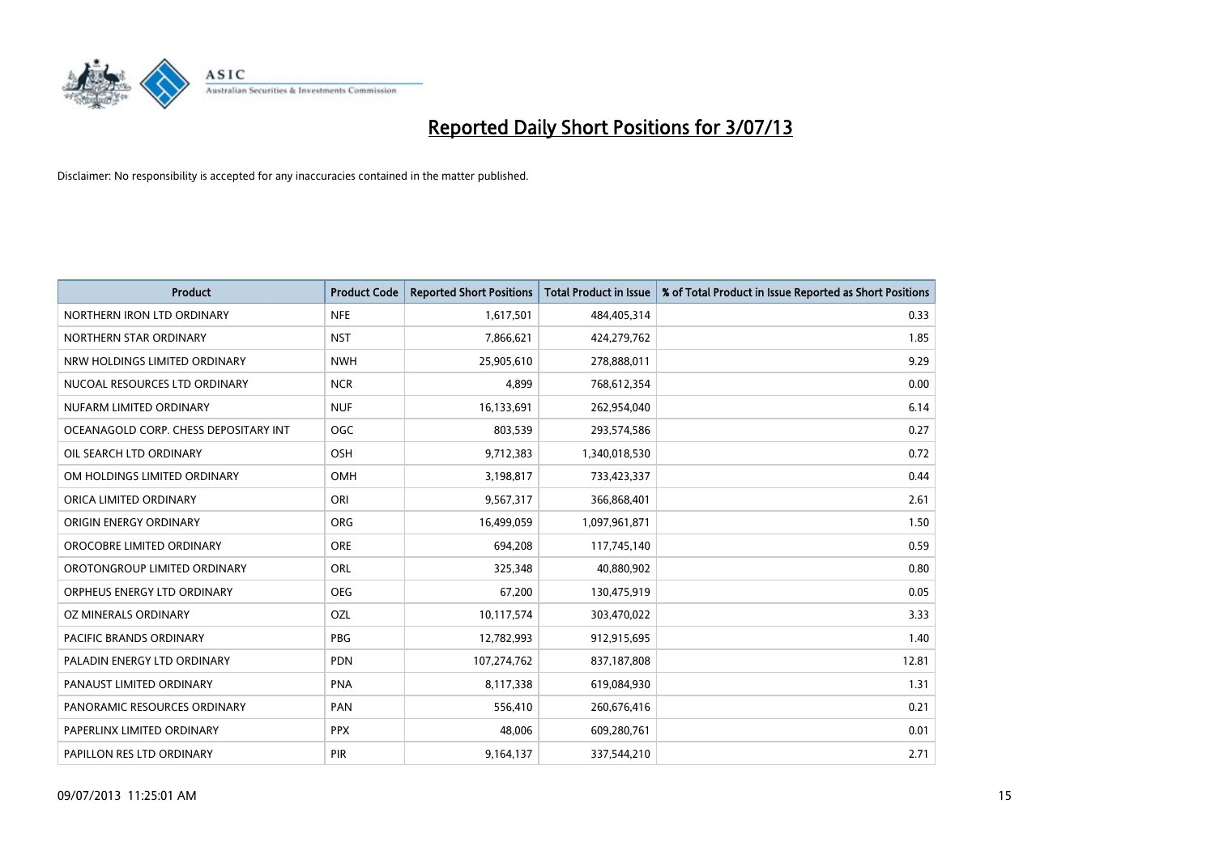# Reported Daily Short Positions for 3/07/13

Disclaimer: No responsibility is accepted for any inaccuracies contained in the matter published.

| Product | Product Code | Reported Short Positions | Total Product in Issue | % of Total Product in Issue Reported as Short Positions |
|---|---|---|---|---|
| NORTHERN IRON LTD ORDINARY | NFE | 1,617,501 | 484,405,314 | 0.33 |
| NORTHERN STAR ORDINARY | NST | 7,866,621 | 424,279,762 | 1.85 |
| NRW HOLDINGS LIMITED ORDINARY | NWH | 25,905,610 | 278,888,011 | 9.29 |
| NUCOAL RESOURCES LTD ORDINARY | NCR | 4,899 | 768,612,354 | 0.00 |
| NUFARM LIMITED ORDINARY | NUF | 16,133,691 | 262,954,040 | 6.14 |
| OCEANAGOLD CORP. CHESS DEPOSITARY INT | OGC | 803,539 | 293,574,586 | 0.27 |
| OIL SEARCH LTD ORDINARY | OSH | 9,712,383 | 1,340,018,530 | 0.72 |
| OM HOLDINGS LIMITED ORDINARY | OMH | 3,198,817 | 733,423,337 | 0.44 |
| ORICA LIMITED ORDINARY | ORI | 9,567,317 | 366,868,401 | 2.61 |
| ORIGIN ENERGY ORDINARY | ORG | 16,499,059 | 1,097,961,871 | 1.50 |
| OROCOBRE LIMITED ORDINARY | ORE | 694,208 | 117,745,140 | 0.59 |
| OROTONGROUP LIMITED ORDINARY | ORL | 325,348 | 40,880,902 | 0.80 |
| ORPHEUS ENERGY LTD ORDINARY | OEG | 67,200 | 130,475,919 | 0.05 |
| OZ MINERALS ORDINARY | OZL | 10,117,574 | 303,470,022 | 3.33 |
| PACIFIC BRANDS ORDINARY | PBG | 12,782,993 | 912,915,695 | 1.40 |
| PALADIN ENERGY LTD ORDINARY | PDN | 107,274,762 | 837,187,808 | 12.81 |
| PANAUST LIMITED ORDINARY | PNA | 8,117,338 | 619,084,930 | 1.31 |
| PANORAMIC RESOURCES ORDINARY | PAN | 556,410 | 260,676,416 | 0.21 |
| PAPERLINX LIMITED ORDINARY | PPX | 48,006 | 609,280,761 | 0.01 |
| PAPILLON RES LTD ORDINARY | PIR | 9,164,137 | 337,544,210 | 2.71 |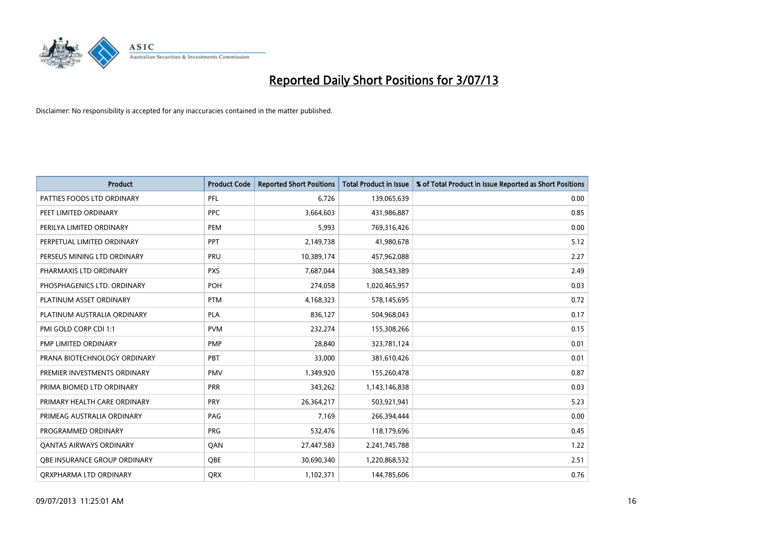# Reported Daily Short Positions for 3/07/13

Disclaimer: No responsibility is accepted for any inaccuracies contained in the matter published.

| Product | Product Code | Reported Short Positions | Total Product in Issue | % of Total Product in Issue Reported as Short Positions |
|---|---|---|---|---|
| PATTIES FOODS LTD ORDINARY | PFL | 6,726 | 139,065,639 | 0.00 |
| PEET LIMITED ORDINARY | PPC | 3,664,603 | 431,986,887 | 0.85 |
| PERILYA LIMITED ORDINARY | PEM | 5,993 | 769,316,426 | 0.00 |
| PERPETUAL LIMITED ORDINARY | PPT | 2,149,738 | 41,980,678 | 5.12 |
| PERSEUS MINING LTD ORDINARY | PRU | 10,389,174 | 457,962,088 | 2.27 |
| PHARMAXIS LTD ORDINARY | PXS | 7,687,044 | 308,543,389 | 2.49 |
| PHOSPHAGENICS LTD. ORDINARY | POH | 274,058 | 1,020,465,957 | 0.03 |
| PLATINUM ASSET ORDINARY | PTM | 4,168,323 | 578,145,695 | 0.72 |
| PLATINUM AUSTRALIA ORDINARY | PLA | 836,127 | 504,968,043 | 0.17 |
| PMI GOLD CORP CDI 1:1 | PVM | 232,274 | 155,308,266 | 0.15 |
| PMP LIMITED ORDINARY | PMP | 28,840 | 323,781,124 | 0.01 |
| PRANA BIOTECHNOLOGY ORDINARY | PBT | 33,000 | 381,610,426 | 0.01 |
| PREMIER INVESTMENTS ORDINARY | PMV | 1,349,920 | 155,260,478 | 0.87 |
| PRIMA BIOMED LTD ORDINARY | PRR | 343,262 | 1,143,146,838 | 0.03 |
| PRIMARY HEALTH CARE ORDINARY | PRY | 26,364,217 | 503,921,941 | 5.23 |
| PRIMEAG AUSTRALIA ORDINARY | PAG | 7,169 | 266,394,444 | 0.00 |
| PROGRAMMED ORDINARY | PRG | 532,476 | 118,179,696 | 0.45 |
| QANTAS AIRWAYS ORDINARY | QAN | 27,447,583 | 2,241,745,788 | 1.22 |
| QBE INSURANCE GROUP ORDINARY | QBE | 30,690,340 | 1,220,868,532 | 2.51 |
| QRXPHARMA LTD ORDINARY | QRX | 1,102,371 | 144,785,606 | 0.76 |

09/07/2013 11:25:01 AM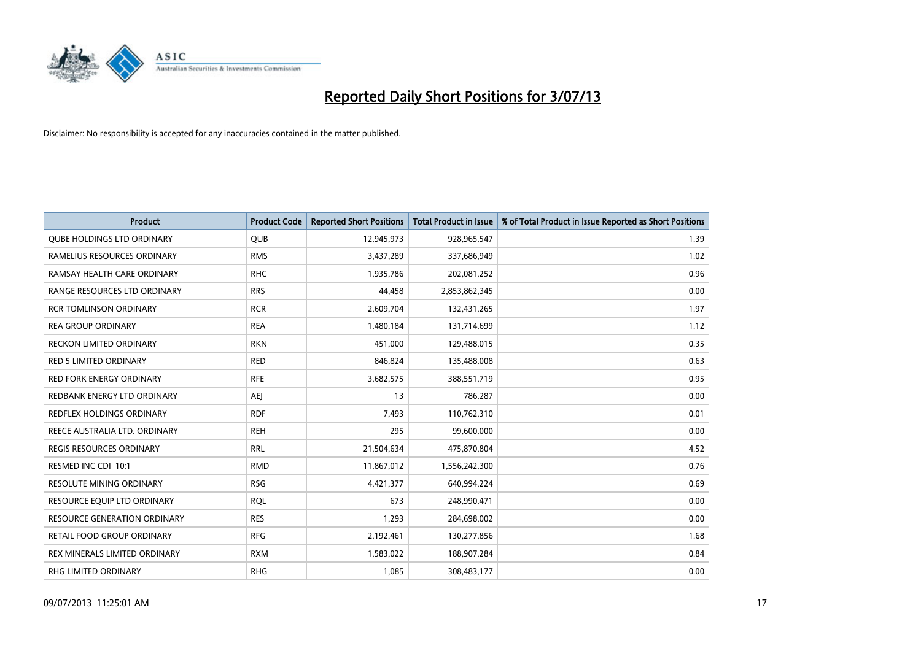# Reported Daily Short Positions for 3/07/13

Disclaimer: No responsibility is accepted for any inaccuracies contained in the matter published.

| Product | Product Code | Reported Short Positions | Total Product in Issue | % of Total Product in Issue Reported as Short Positions |
|---|---|---|---|---|
| QUBE HOLDINGS LTD ORDINARY | QUB | 12,945,973 | 928,965,547 | 1.39 |
| RAMELIUS RESOURCES ORDINARY | RMS | 3,437,289 | 337,686,949 | 1.02 |
| RAMSAY HEALTH CARE ORDINARY | RHC | 1,935,786 | 202,081,252 | 0.96 |
| RANGE RESOURCES LTD ORDINARY | RRS | 44,458 | 2,853,862,345 | 0.00 |
| RCR TOMLINSON ORDINARY | RCR | 2,609,704 | 132,431,265 | 1.97 |
| REA GROUP ORDINARY | REA | 1,480,184 | 131,714,699 | 1.12 |
| RECKON LIMITED ORDINARY | RKN | 451,000 | 129,488,015 | 0.35 |
| RED 5 LIMITED ORDINARY | RED | 846,824 | 135,488,008 | 0.63 |
| RED FORK ENERGY ORDINARY | RFE | 3,682,575 | 388,551,719 | 0.95 |
| REDBANK ENERGY LTD ORDINARY | AEJ | 13 | 786,287 | 0.00 |
| REDFLEX HOLDINGS ORDINARY | RDF | 7,493 | 110,762,310 | 0.01 |
| REECE AUSTRALIA LTD. ORDINARY | REH | 295 | 99,600,000 | 0.00 |
| REGIS RESOURCES ORDINARY | RRL | 21,504,634 | 475,870,804 | 4.52 |
| RESMED INC CDI 10:1 | RMD | 11,867,012 | 1,556,242,300 | 0.76 |
| RESOLUTE MINING ORDINARY | RSG | 4,421,377 | 640,994,224 | 0.69 |
| RESOURCE EQUIP LTD ORDINARY | RQL | 673 | 248,990,471 | 0.00 |
| RESOURCE GENERATION ORDINARY | RES | 1,293 | 284,698,002 | 0.00 |
| RETAIL FOOD GROUP ORDINARY | RFG | 2,192,461 | 130,277,856 | 1.68 |
| REX MINERALS LIMITED ORDINARY | RXM | 1,583,022 | 188,907,284 | 0.84 |
| RHG LIMITED ORDINARY | RHG | 1,085 | 308,483,177 | 0.00 |

09/07/2013 11:25:01 AM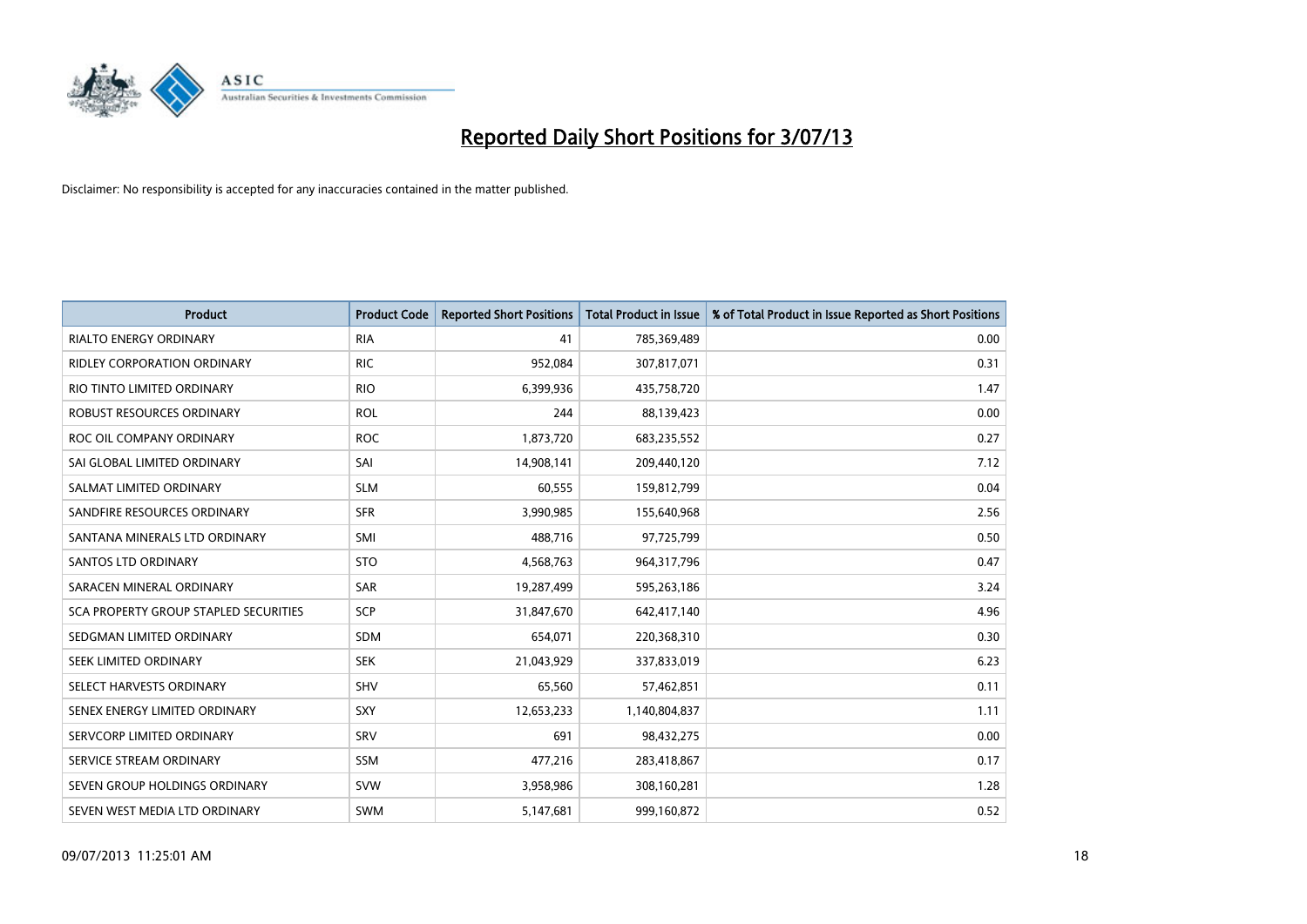# Reported Daily Short Positions for 3/07/13

Disclaimer: No responsibility is accepted for any inaccuracies contained in the matter published.

| Product | Product Code | Reported Short Positions | Total Product in Issue | % of Total Product in Issue Reported as Short Positions |
|---|---|---|---|---|
| RIALTO ENERGY ORDINARY | RIA | 41 | 785,369,489 | 0.00 |
| RIDLEY CORPORATION ORDINARY | RIC | 952,084 | 307,817,071 | 0.31 |
| RIO TINTO LIMITED ORDINARY | RIO | 6,399,936 | 435,758,720 | 1.47 |
| ROBUST RESOURCES ORDINARY | ROL | 244 | 88,139,423 | 0.00 |
| ROC OIL COMPANY ORDINARY | ROC | 1,873,720 | 683,235,552 | 0.27 |
| SAI GLOBAL LIMITED ORDINARY | SAI | 14,908,141 | 209,440,120 | 7.12 |
| SALMAT LIMITED ORDINARY | SLM | 60,555 | 159,812,799 | 0.04 |
| SANDFIRE RESOURCES ORDINARY | SFR | 3,990,985 | 155,640,968 | 2.56 |
| SANTANA MINERALS LTD ORDINARY | SMI | 488,716 | 97,725,799 | 0.50 |
| SANTOS LTD ORDINARY | STO | 4,568,763 | 964,317,796 | 0.47 |
| SARACEN MINERAL ORDINARY | SAR | 19,287,499 | 595,263,186 | 3.24 |
| SCA PROPERTY GROUP STAPLED SECURITIES | SCP | 31,847,670 | 642,417,140 | 4.96 |
| SEDGMAN LIMITED ORDINARY | SDM | 654,071 | 220,368,310 | 0.30 |
| SEEK LIMITED ORDINARY | SEK | 21,043,929 | 337,833,019 | 6.23 |
| SELECT HARVESTS ORDINARY | SHV | 65,560 | 57,462,851 | 0.11 |
| SENEX ENERGY LIMITED ORDINARY | SXY | 12,653,233 | 1,140,804,837 | 1.11 |
| SERVCORP LIMITED ORDINARY | SRV | 691 | 98,432,275 | 0.00 |
| SERVICE STREAM ORDINARY | SSM | 477,216 | 283,418,867 | 0.17 |
| SEVEN GROUP HOLDINGS ORDINARY | SVW | 3,958,986 | 308,160,281 | 1.28 |
| SEVEN WEST MEDIA LTD ORDINARY | SWM | 5,147,681 | 999,160,872 | 0.52 |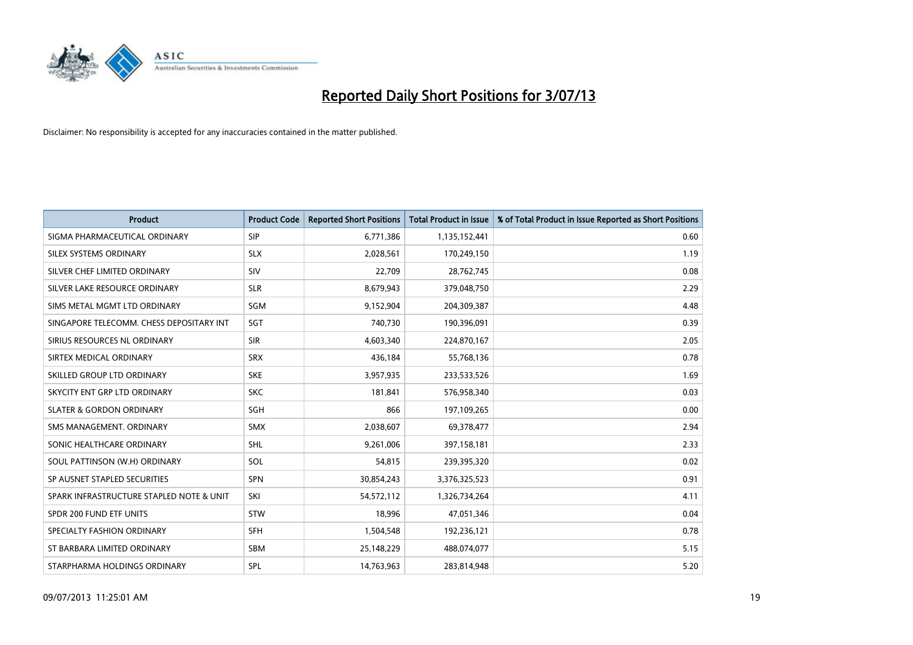# Reported Daily Short Positions for 3/07/13

Disclaimer: No responsibility is accepted for any inaccuracies contained in the matter published.

| Product | Product Code | Reported Short Positions | Total Product in Issue | % of Total Product in Issue Reported as Short Positions |
|---|---|---|---|---|
| SIGMA PHARMACEUTICAL ORDINARY | SIP | 6,771,386 | 1,135,152,441 | 0.60 |
| SILEX SYSTEMS ORDINARY | SLX | 2,028,561 | 170,249,150 | 1.19 |
| SILVER CHEF LIMITED ORDINARY | SIV | 22,709 | 28,762,745 | 0.08 |
| SILVER LAKE RESOURCE ORDINARY | SLR | 8,679,943 | 379,048,750 | 2.29 |
| SIMS METAL MGMT LTD ORDINARY | SGM | 9,152,904 | 204,309,387 | 4.48 |
| SINGAPORE TELECOMM. CHESS DEPOSITARY INT | SGT | 740,730 | 190,396,091 | 0.39 |
| SIRIUS RESOURCES NL ORDINARY | SIR | 4,603,340 | 224,870,167 | 2.05 |
| SIRTEX MEDICAL ORDINARY | SRX | 436,184 | 55,768,136 | 0.78 |
| SKILLED GROUP LTD ORDINARY | SKE | 3,957,935 | 233,533,526 | 1.69 |
| SKYCITY ENT GRP LTD ORDINARY | SKC | 181,841 | 576,958,340 | 0.03 |
| SLATER & GORDON ORDINARY | SGH | 866 | 197,109,265 | 0.00 |
| SMS MANAGEMENT. ORDINARY | SMX | 2,038,607 | 69,378,477 | 2.94 |
| SONIC HEALTHCARE ORDINARY | SHL | 9,261,006 | 397,158,181 | 2.33 |
| SOUL PATTINSON (W.H) ORDINARY | SOL | 54,815 | 239,395,320 | 0.02 |
| SP AUSNET STAPLED SECURITIES | SPN | 30,854,243 | 3,376,325,523 | 0.91 |
| SPARK INFRASTRUCTURE STAPLED NOTE & UNIT | SKI | 54,572,112 | 1,326,734,264 | 4.11 |
| SPDR 200 FUND ETF UNITS | STW | 18,996 | 47,051,346 | 0.04 |
| SPECIALTY FASHION ORDINARY | SFH | 1,504,548 | 192,236,121 | 0.78 |
| ST BARBARA LIMITED ORDINARY | SBM | 25,148,229 | 488,074,077 | 5.15 |
| STARPHARMA HOLDINGS ORDINARY | SPL | 14,763,963 | 283,814,948 | 5.20 |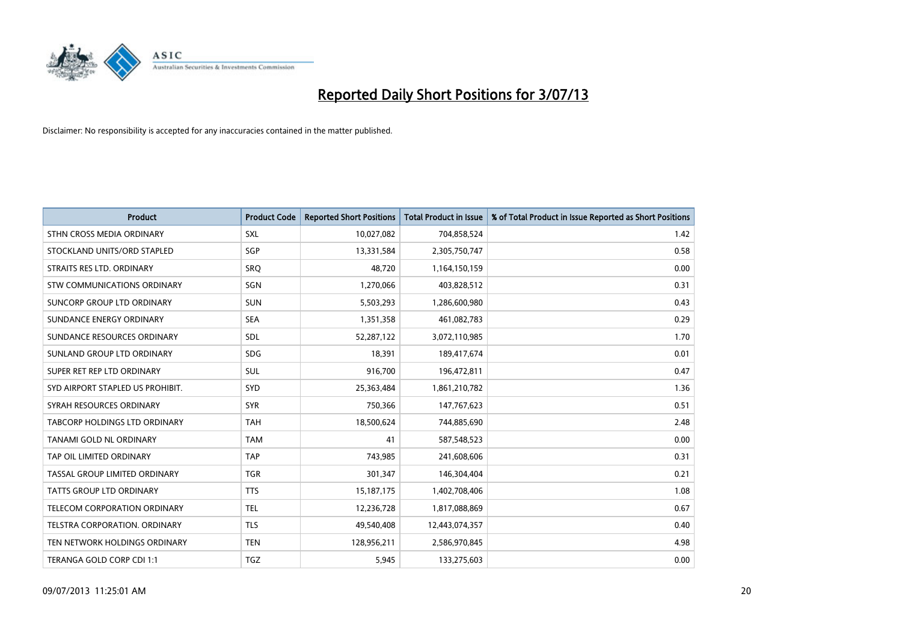# Reported Daily Short Positions for 3/07/13

Disclaimer: No responsibility is accepted for any inaccuracies contained in the matter published.

| Product | Product Code | Reported Short Positions | Total Product in Issue | % of Total Product in Issue Reported as Short Positions |
|---|---|---|---|---|
| STHN CROSS MEDIA ORDINARY | SXL | 10,027,082 | 704,858,524 | 1.42 |
| STOCKLAND UNITS/ORD STAPLED | SGP | 13,331,584 | 2,305,750,747 | 0.58 |
| STRAITS RES LTD. ORDINARY | SRQ | 48,720 | 1,164,150,159 | 0.00 |
| STW COMMUNICATIONS ORDINARY | SGN | 1,270,066 | 403,828,512 | 0.31 |
| SUNCORP GROUP LTD ORDINARY | SUN | 5,503,293 | 1,286,600,980 | 0.43 |
| SUNDANCE ENERGY ORDINARY | SEA | 1,351,358 | 461,082,783 | 0.29 |
| SUNDANCE RESOURCES ORDINARY | SDL | 52,287,122 | 3,072,110,985 | 1.70 |
| SUNLAND GROUP LTD ORDINARY | SDG | 18,391 | 189,417,674 | 0.01 |
| SUPER RET REP LTD ORDINARY | SUL | 916,700 | 196,472,811 | 0.47 |
| SYD AIRPORT STAPLED US PROHIBIT. | SYD | 25,363,484 | 1,861,210,782 | 1.36 |
| SYRAH RESOURCES ORDINARY | SYR | 750,366 | 147,767,623 | 0.51 |
| TABCORP HOLDINGS LTD ORDINARY | TAH | 18,500,624 | 744,885,690 | 2.48 |
| TANAMI GOLD NL ORDINARY | TAM | 41 | 587,548,523 | 0.00 |
| TAP OIL LIMITED ORDINARY | TAP | 743,985 | 241,608,606 | 0.31 |
| TASSAL GROUP LIMITED ORDINARY | TGR | 301,347 | 146,304,404 | 0.21 |
| TATTS GROUP LTD ORDINARY | TTS | 15,187,175 | 1,402,708,406 | 1.08 |
| TELECOM CORPORATION ORDINARY | TEL | 12,236,728 | 1,817,088,869 | 0.67 |
| TELSTRA CORPORATION. ORDINARY | TLS | 49,540,408 | 12,443,074,357 | 0.40 |
| TEN NETWORK HOLDINGS ORDINARY | TEN | 128,956,211 | 2,586,970,845 | 4.98 |
| TERANGA GOLD CORP CDI 1:1 | TGZ | 5,945 | 133,275,603 | 0.00 |

09/07/2013 11:25:01 AM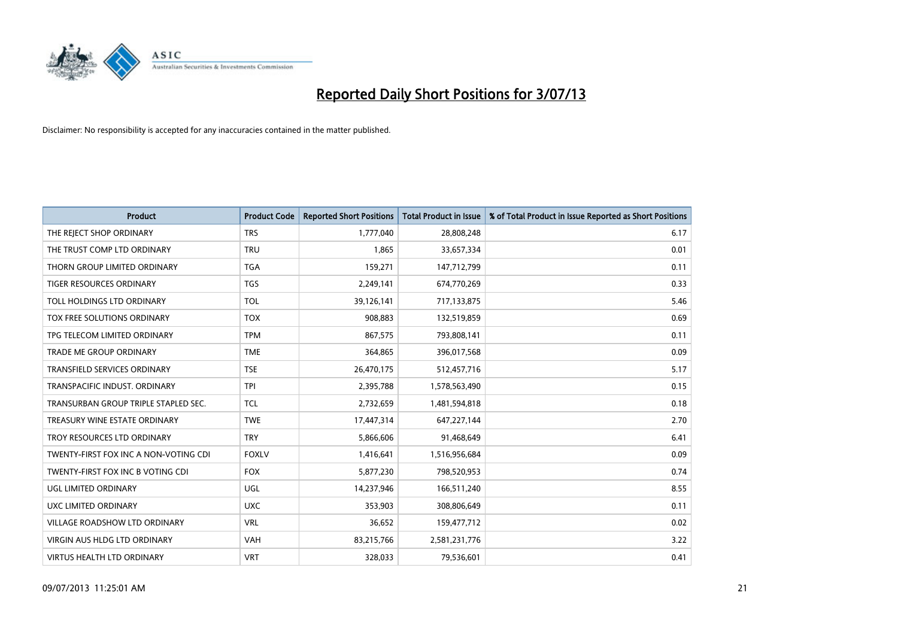# Reported Daily Short Positions for 3/07/13

Disclaimer: No responsibility is accepted for any inaccuracies contained in the matter published.

| Product | Product Code | Reported Short Positions | Total Product in Issue | % of Total Product in Issue Reported as Short Positions |
|---|---|---|---|---|
| THE REJECT SHOP ORDINARY | TRS | 1,777,040 | 28,808,248 | 6.17 |
| THE TRUST COMP LTD ORDINARY | TRU | 1,865 | 33,657,334 | 0.01 |
| THORN GROUP LIMITED ORDINARY | TGA | 159,271 | 147,712,799 | 0.11 |
| TIGER RESOURCES ORDINARY | TGS | 2,249,141 | 674,770,269 | 0.33 |
| TOLL HOLDINGS LTD ORDINARY | TOL | 39,126,141 | 717,133,875 | 5.46 |
| TOX FREE SOLUTIONS ORDINARY | TOX | 908,883 | 132,519,859 | 0.69 |
| TPG TELECOM LIMITED ORDINARY | TPM | 867,575 | 793,808,141 | 0.11 |
| TRADE ME GROUP ORDINARY | TME | 364,865 | 396,017,568 | 0.09 |
| TRANSFIELD SERVICES ORDINARY | TSE | 26,470,175 | 512,457,716 | 5.17 |
| TRANSPACIFIC INDUST. ORDINARY | TPI | 2,395,788 | 1,578,563,490 | 0.15 |
| TRANSURBAN GROUP TRIPLE STAPLED SEC. | TCL | 2,732,659 | 1,481,594,818 | 0.18 |
| TREASURY WINE ESTATE ORDINARY | TWE | 17,447,314 | 647,227,144 | 2.70 |
| TROY RESOURCES LTD ORDINARY | TRY | 5,866,606 | 91,468,649 | 6.41 |
| TWENTY-FIRST FOX INC A NON-VOTING CDI | FOXLV | 1,416,641 | 1,516,956,684 | 0.09 |
| TWENTY-FIRST FOX INC B VOTING CDI | FOX | 5,877,230 | 798,520,953 | 0.74 |
| UGL LIMITED ORDINARY | UGL | 14,237,946 | 166,511,240 | 8.55 |
| UXC LIMITED ORDINARY | UXC | 353,903 | 308,806,649 | 0.11 |
| VILLAGE ROADSHOW LTD ORDINARY | VRL | 36,652 | 159,477,712 | 0.02 |
| VIRGIN AUS HLDG LTD ORDINARY | VAH | 83,215,766 | 2,581,231,776 | 3.22 |
| VIRTUS HEALTH LTD ORDINARY | VRT | 328,033 | 79,536,601 | 0.41 |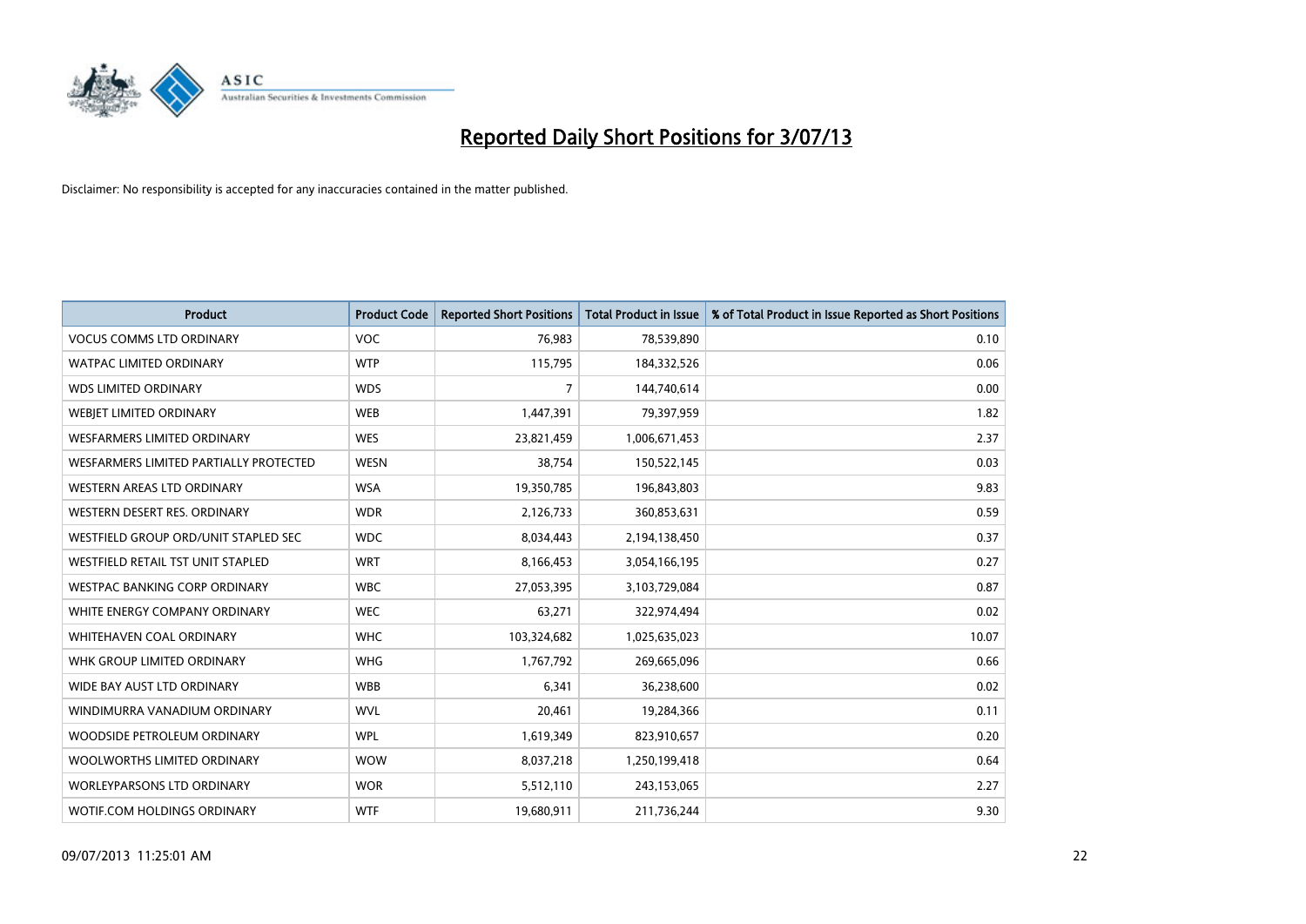# Reported Daily Short Positions for 3/07/13

Disclaimer: No responsibility is accepted for any inaccuracies contained in the matter published.

| Product | Product Code | Reported Short Positions | Total Product in Issue | % of Total Product in Issue Reported as Short Positions |
|---|---|---|---|---|
| VOCUS COMMS LTD ORDINARY | VOC | 76,983 | 78,539,890 | 0.10 |
| WATPAC LIMITED ORDINARY | WTP | 115,795 | 184,332,526 | 0.06 |
| WDS LIMITED ORDINARY | WDS | 7 | 144,740,614 | 0.00 |
| WEBJET LIMITED ORDINARY | WEB | 1,447,391 | 79,397,959 | 1.82 |
| WESFARMERS LIMITED ORDINARY | WES | 23,821,459 | 1,006,671,453 | 2.37 |
| WESFARMERS LIMITED PARTIALLY PROTECTED | WESN | 38,754 | 150,522,145 | 0.03 |
| WESTERN AREAS LTD ORDINARY | WSA | 19,350,785 | 196,843,803 | 9.83 |
| WESTERN DESERT RES. ORDINARY | WDR | 2,126,733 | 360,853,631 | 0.59 |
| WESTFIELD GROUP ORD/UNIT STAPLED SEC | WDC | 8,034,443 | 2,194,138,450 | 0.37 |
| WESTFIELD RETAIL TST UNIT STAPLED | WRT | 8,166,453 | 3,054,166,195 | 0.27 |
| WESTPAC BANKING CORP ORDINARY | WBC | 27,053,395 | 3,103,729,084 | 0.87 |
| WHITE ENERGY COMPANY ORDINARY | WEC | 63,271 | 322,974,494 | 0.02 |
| WHITEHAVEN COAL ORDINARY | WHC | 103,324,682 | 1,025,635,023 | 10.07 |
| WHK GROUP LIMITED ORDINARY | WHG | 1,767,792 | 269,665,096 | 0.66 |
| WIDE BAY AUST LTD ORDINARY | WBB | 6,341 | 36,238,600 | 0.02 |
| WINDIMURRA VANADIUM ORDINARY | WVL | 20,461 | 19,284,366 | 0.11 |
| WOODSIDE PETROLEUM ORDINARY | WPL | 1,619,349 | 823,910,657 | 0.20 |
| WOOLWORTHS LIMITED ORDINARY | WOW | 8,037,218 | 1,250,199,418 | 0.64 |
| WORLEYPARSONS LTD ORDINARY | WOR | 5,512,110 | 243,153,065 | 2.27 |
| WOTIF.COM HOLDINGS ORDINARY | WTF | 19,680,911 | 211,736,244 | 9.30 |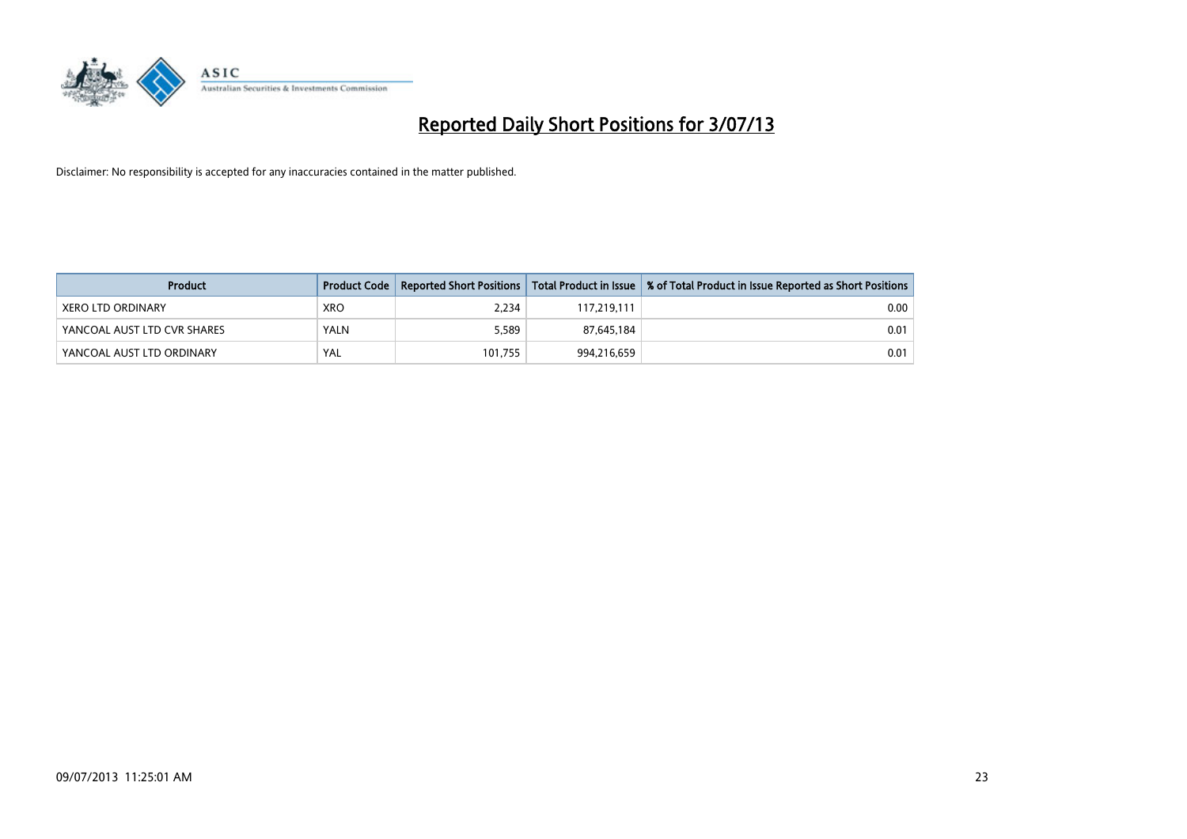# Reported Daily Short Positions for 3/07/13

Disclaimer: No responsibility is accepted for any inaccuracies contained in the matter published.

| Product | Product Code | Reported Short Positions | Total Product in Issue | % of Total Product in Issue Reported as Short Positions |
|---|---|---|---|---|
| XERO LTD ORDINARY | XRO | 2,234 | 117,219,111 | 0.00 |
| YANCOAL AUST LTD CVR SHARES | YALN | 5,589 | 87,645,184 | 0.01 |
| YANCOAL AUST LTD ORDINARY | YAL | 101,755 | 994,216,659 | 0.01 |